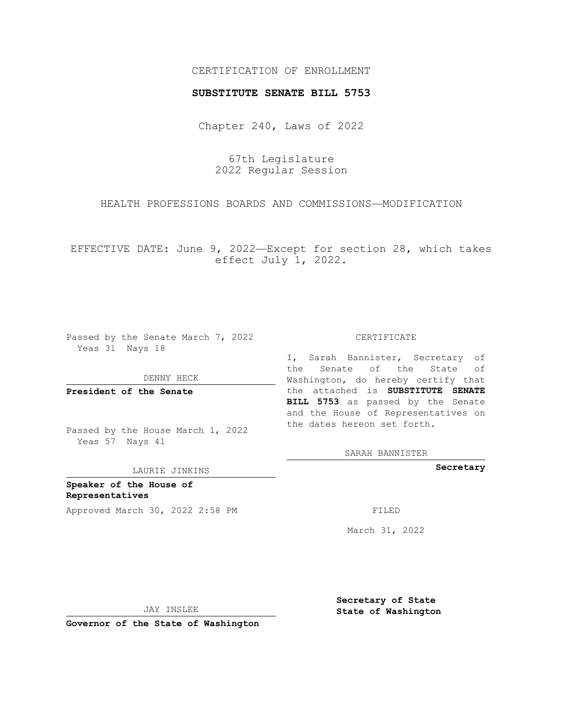CERTIFICATION OF ENROLLMENT

**SUBSTITUTE SENATE BILL 5753**

Chapter 240, Laws of 2022

67th Legislature
2022 Regular Session

HEALTH PROFESSIONS BOARDS AND COMMISSIONS—MODIFICATION

EFFECTIVE DATE: June 9, 2022—Except for section 28, which takes effect July 1, 2022.

Passed by the Senate March 7, 2022
Yeas 31 Nays 18

DENNY HECK

**President of the Senate**

Passed by the House March 1, 2022
Yeas 57 Nays 41

LAURIE JINKINS

**Speaker of the House of Representatives**

Approved March 30, 2022 2:58 PM

JAY INSLEE

**Governor of the State of Washington**

CERTIFICATE

I, Sarah Bannister, Secretary of the Senate of the State of Washington, do hereby certify that the attached is **SUBSTITUTE SENATE BILL 5753** as passed by the Senate and the House of Representatives on the dates hereon set forth.

SARAH BANNISTER

**Secretary**

FILED

March 31, 2022

**Secretary of State**
**State of Washington**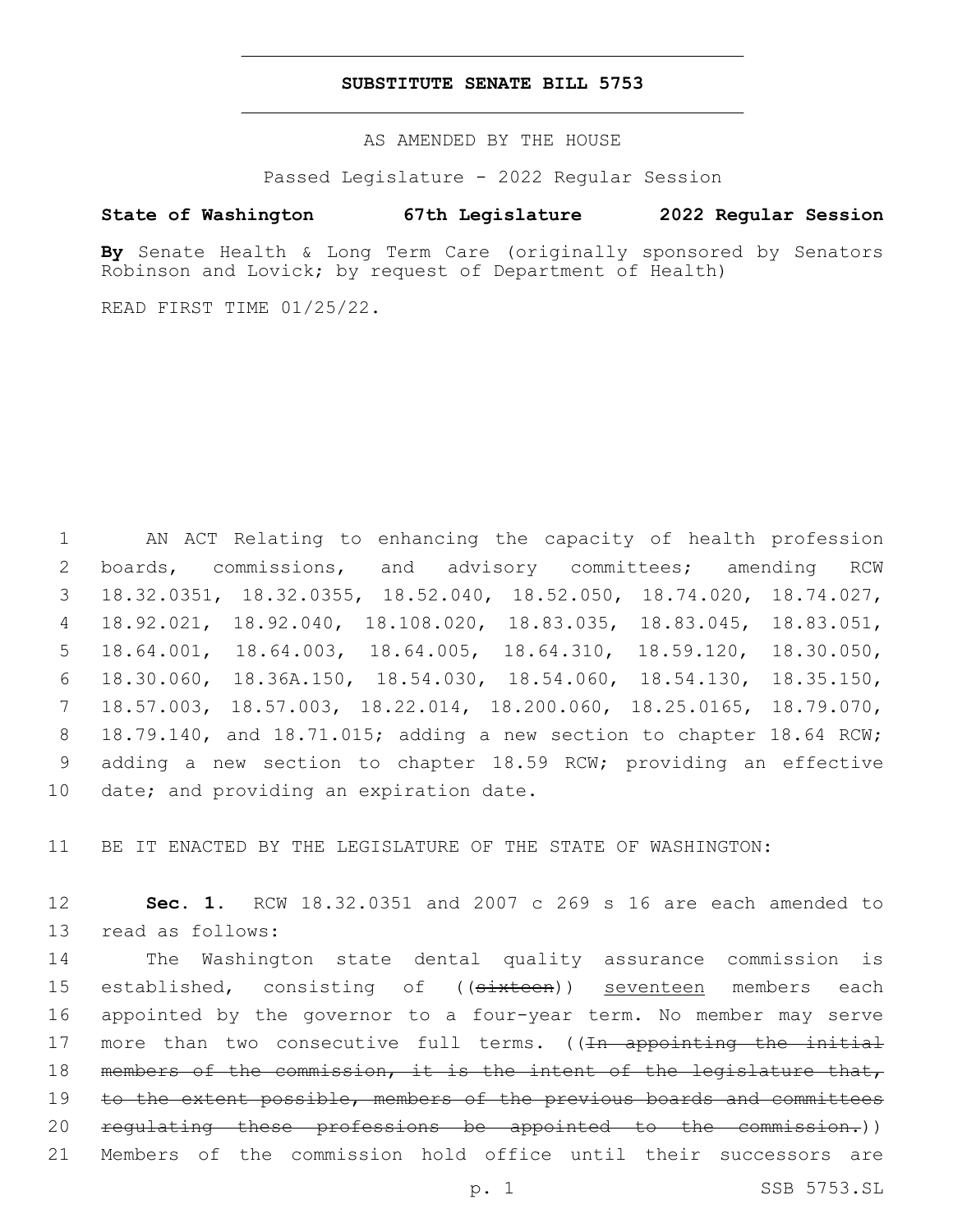# SUBSTITUTE SENATE BILL 5753

AS AMENDED BY THE HOUSE

Passed Legislature - 2022 Regular Session

**State of Washington 67th Legislature 2022 Regular Session**

**By** Senate Health & Long Term Care (originally sponsored by Senators Robinson and Lovick; by request of Department of Health)

READ FIRST TIME 01/25/22.

AN ACT Relating to enhancing the capacity of health profession boards, commissions, and advisory committees; amending RCW 18.32.0351, 18.32.0355, 18.52.040, 18.52.050, 18.74.020, 18.74.027, 18.92.021, 18.92.040, 18.108.020, 18.83.035, 18.83.045, 18.83.051, 18.64.001, 18.64.003, 18.64.005, 18.64.310, 18.59.120, 18.30.050, 18.30.060, 18.36A.150, 18.54.030, 18.54.060, 18.54.130, 18.35.150, 18.57.003, 18.57.003, 18.22.014, 18.200.060, 18.25.0165, 18.79.070, 18.79.140, and 18.71.015; adding a new section to chapter 18.64 RCW; adding a new section to chapter 18.59 RCW; providing an effective date; and providing an expiration date.

BE IT ENACTED BY THE LEGISLATURE OF THE STATE OF WASHINGTON:

**Sec. 1.** RCW 18.32.0351 and 2007 c 269 s 16 are each amended to read as follows:

The Washington state dental quality assurance commission is established, consisting of ((~~sixteen~~)) <u>seventeen</u> members each appointed by the governor to a four-year term. No member may serve more than two consecutive full terms. ((~~In appointing the initial members of the commission, it is the intent of the legislature that, to the extent possible, members of the previous boards and committees regulating these professions be appointed to the commission.~~)) Members of the commission hold office until their successors are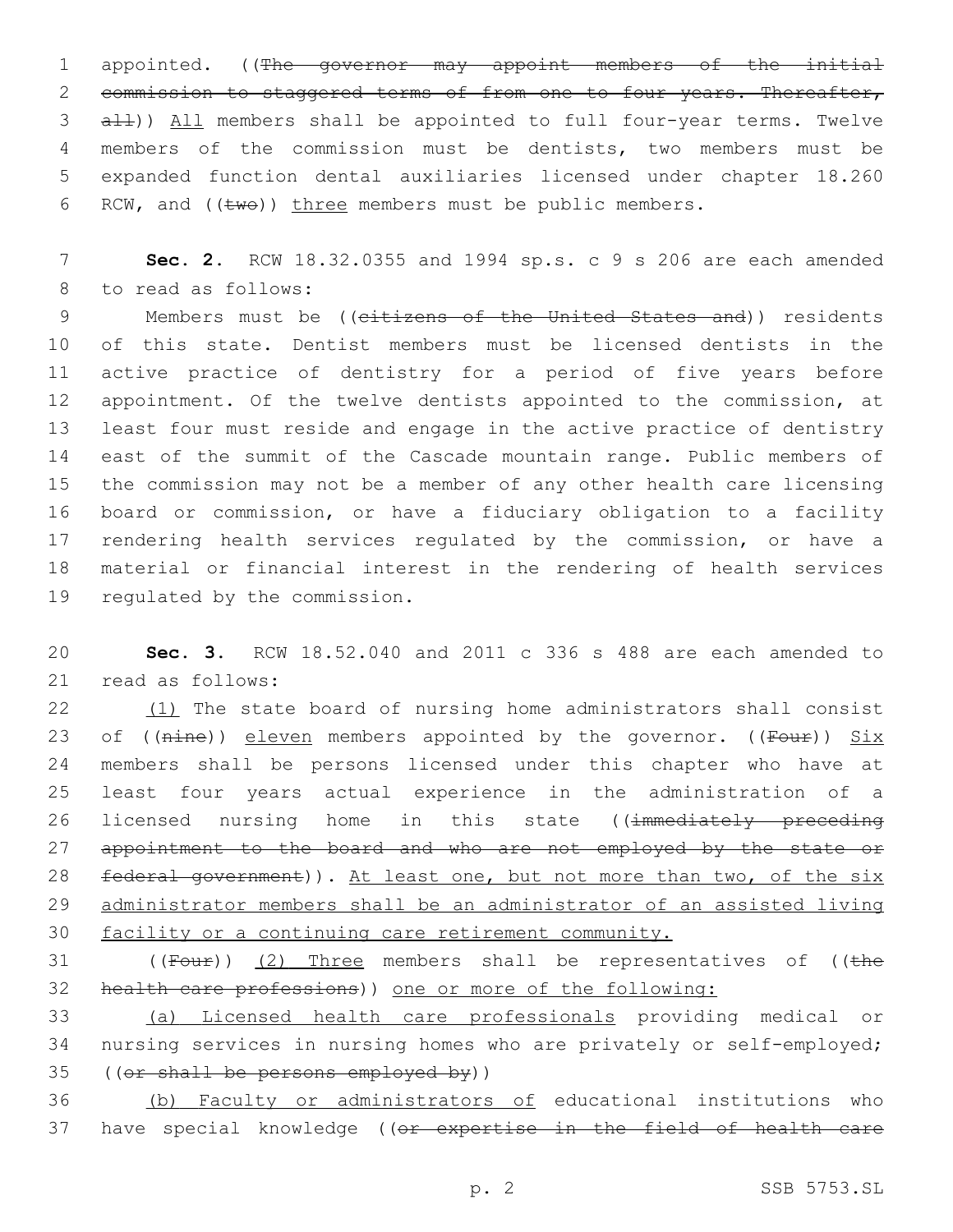appointed. ((~~The governor may appoint members of the initial commission to staggered terms of from one to four years. Thereafter, all~~)) <u>All</u> members shall be appointed to full four-year terms. Twelve members of the commission must be dentists, two members must be expanded function dental auxiliaries licensed under chapter 18.260 RCW, and ((~~two~~)) <u>three</u> members must be public members.

**Sec. 2.** RCW 18.32.0355 and 1994 sp.s. c 9 s 206 are each amended to read as follows:

Members must be ((~~citizens of the United States and~~)) residents of this state. Dentist members must be licensed dentists in the active practice of dentistry for a period of five years before appointment. Of the twelve dentists appointed to the commission, at least four must reside and engage in the active practice of dentistry east of the summit of the Cascade mountain range. Public members of the commission may not be a member of any other health care licensing board or commission, or have a fiduciary obligation to a facility rendering health services regulated by the commission, or have a material or financial interest in the rendering of health services regulated by the commission.

**Sec. 3.** RCW 18.52.040 and 2011 c 336 s 488 are each amended to read as follows:

<u>(1)</u> The state board of nursing home administrators shall consist of ((~~nine~~)) <u>eleven</u> members appointed by the governor. ((~~Four~~)) <u>Six</u> members shall be persons licensed under this chapter who have at least four years actual experience in the administration of a licensed nursing home in this state ((~~immediately preceding appointment to the board and who are not employed by the state or federal government~~)). <u>At least one, but not more than two, of the six administrator members shall be an administrator of an assisted living facility or a continuing care retirement community.</u>

((~~Four~~)) <u>(2) Three</u> members shall be representatives of ((~~the health care professions~~)) <u>one or more of the following:</u>

<u>(a) Licensed health care professionals</u> providing medical or nursing services in nursing homes who are privately or self-employed; ((~~or shall be persons employed by~~))

<u>(b) Faculty or administrators of</u> educational institutions who have special knowledge ((~~or expertise in the field of health care~~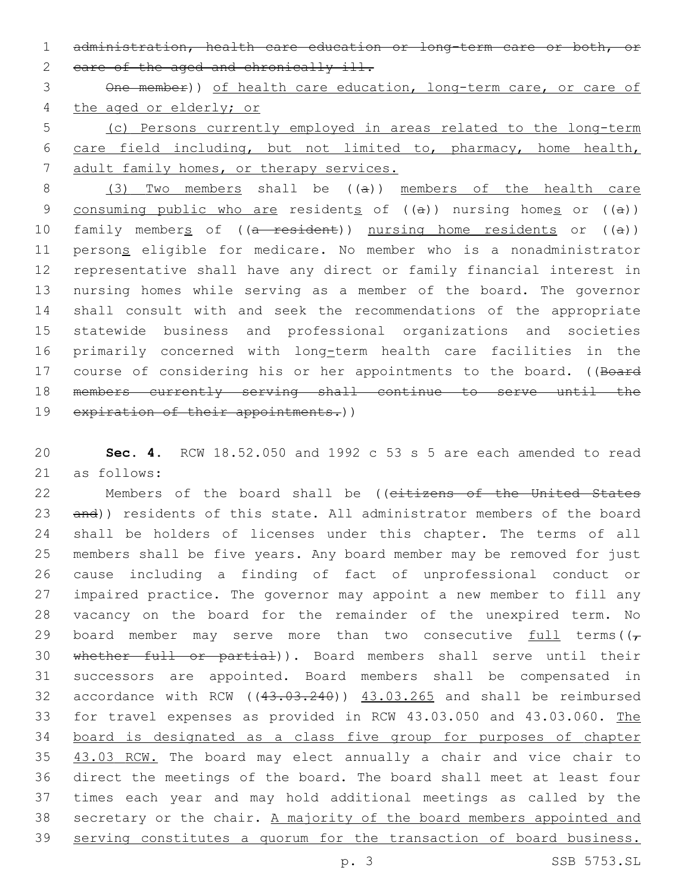administration, health care education or long-term care or both, or care of the aged and chronically ill.

One member)) of health care education, long-term care, or care of the aged or elderly; or

(c) Persons currently employed in areas related to the long-term care field including, but not limited to, pharmacy, home health, adult family homes, or therapy services.

(3) Two members shall be ((a)) members of the health care consuming public who are residents of ((a)) nursing homes or ((a)) family members of ((a resident)) nursing home residents or ((a)) persons eligible for medicare. No member who is a nonadministrator representative shall have any direct or family financial interest in nursing homes while serving as a member of the board. The governor shall consult with and seek the recommendations of the appropriate statewide business and professional organizations and societies primarily concerned with long-term health care facilities in the course of considering his or her appointments to the board. ((Board members currently serving shall continue to serve until the expiration of their appointments.))

**Sec. 4.** RCW 18.52.050 and 1992 c 53 s 5 are each amended to read as follows:

Members of the board shall be ((citizens of the United States and)) residents of this state. All administrator members of the board shall be holders of licenses under this chapter. The terms of all members shall be five years. Any board member may be removed for just cause including a finding of fact of unprofessional conduct or impaired practice. The governor may appoint a new member to fill any vacancy on the board for the remainder of the unexpired term. No board member may serve more than two consecutive full terms((, whether full or partial)). Board members shall serve until their successors are appointed. Board members shall be compensated in accordance with RCW ((43.03.240)) 43.03.265 and shall be reimbursed for travel expenses as provided in RCW 43.03.050 and 43.03.060. The board is designated as a class five group for purposes of chapter 43.03 RCW. The board may elect annually a chair and vice chair to direct the meetings of the board. The board shall meet at least four times each year and may hold additional meetings as called by the secretary or the chair. A majority of the board members appointed and serving constitutes a quorum for the transaction of board business.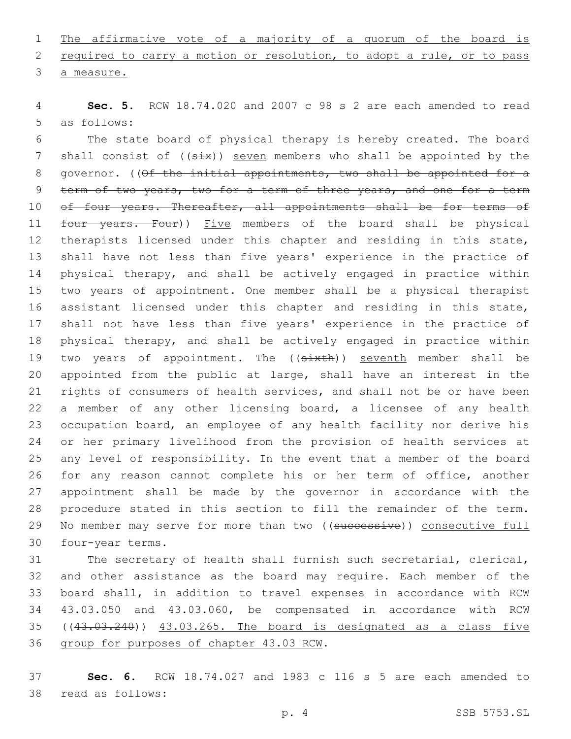The affirmative vote of a majority of a quorum of the board is required to carry a motion or resolution, to adopt a rule, or to pass a measure.

**Sec. 5.** RCW 18.74.020 and 2007 c 98 s 2 are each amended to read as follows:

The state board of physical therapy is hereby created. The board shall consist of ((~~six~~)) seven members who shall be appointed by the governor. ((~~Of the initial appointments, two shall be appointed for a term of two years, two for a term of three years, and one for a term of four years. Thereafter, all appointments shall be for terms of four years. Four~~)) Five members of the board shall be physical therapists licensed under this chapter and residing in this state, shall have not less than five years' experience in the practice of physical therapy, and shall be actively engaged in practice within two years of appointment. One member shall be a physical therapist assistant licensed under this chapter and residing in this state, shall not have less than five years' experience in the practice of physical therapy, and shall be actively engaged in practice within two years of appointment. The ((~~sixth~~)) seventh member shall be appointed from the public at large, shall have an interest in the rights of consumers of health services, and shall not be or have been a member of any other licensing board, a licensee of any health occupation board, an employee of any health facility nor derive his or her primary livelihood from the provision of health services at any level of responsibility. In the event that a member of the board for any reason cannot complete his or her term of office, another appointment shall be made by the governor in accordance with the procedure stated in this section to fill the remainder of the term. No member may serve for more than two ((~~successive~~)) consecutive full four-year terms.

The secretary of health shall furnish such secretarial, clerical, and other assistance as the board may require. Each member of the board shall, in addition to travel expenses in accordance with RCW 43.03.050 and 43.03.060, be compensated in accordance with RCW ((~~43.03.240~~)) 43.03.265. The board is designated as a class five group for purposes of chapter 43.03 RCW.

**Sec. 6.** RCW 18.74.027 and 1983 c 116 s 5 are each amended to read as follows: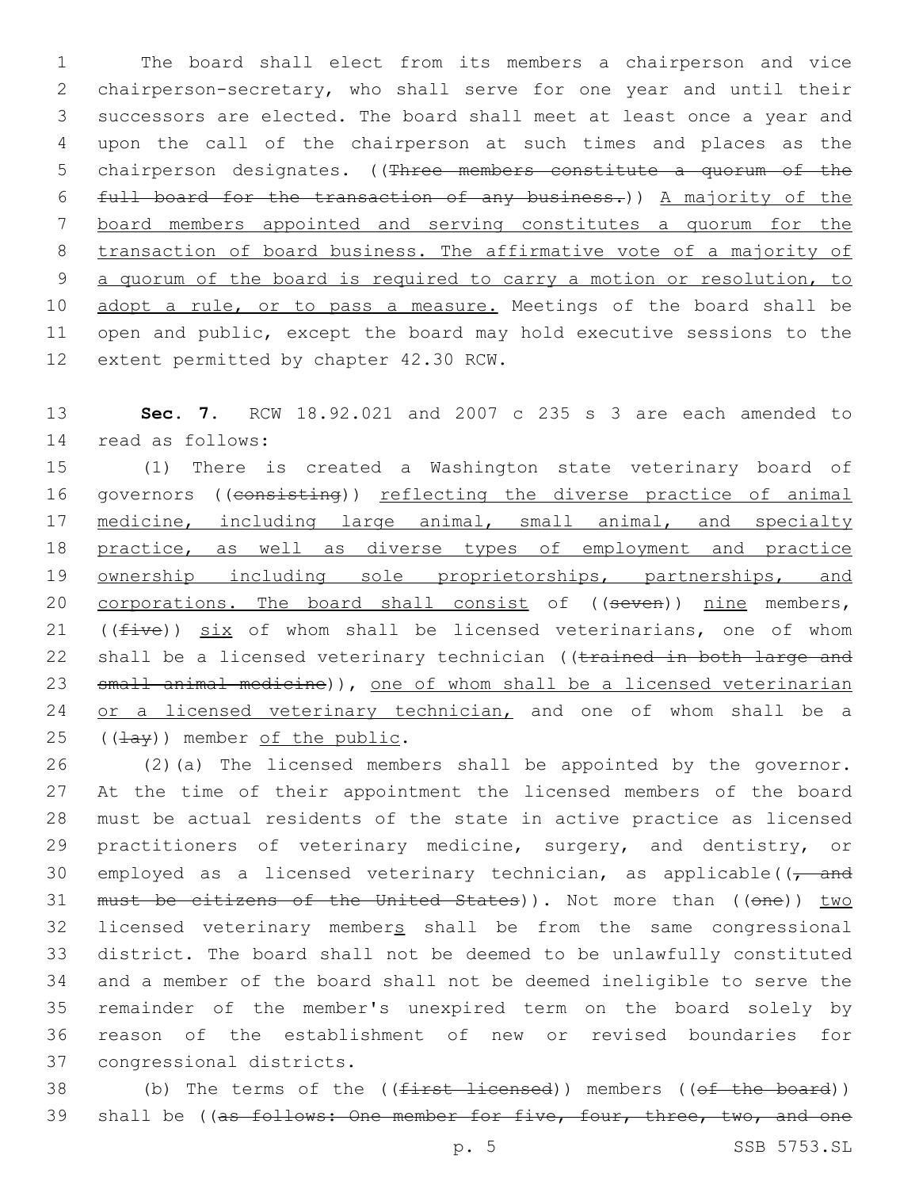The board shall elect from its members a chairperson and vice chairperson-secretary, who shall serve for one year and until their successors are elected. The board shall meet at least once a year and upon the call of the chairperson at such times and places as the chairperson designates. ((~~Three members constitute a quorum of the full board for the transaction of any business.~~)) A majority of the board members appointed and serving constitutes a quorum for the transaction of board business. The affirmative vote of a majority of a quorum of the board is required to carry a motion or resolution, to adopt a rule, or to pass a measure. Meetings of the board shall be open and public, except the board may hold executive sessions to the extent permitted by chapter 42.30 RCW.

**Sec. 7.** RCW 18.92.021 and 2007 c 235 s 3 are each amended to read as follows:

(1) There is created a Washington state veterinary board of governors ((~~consisting~~)) reflecting the diverse practice of animal medicine, including large animal, small animal, and specialty practice, as well as diverse types of employment and practice ownership including sole proprietorships, partnerships, and corporations. The board shall consist of ((~~seven~~)) nine members, ((~~five~~)) six of whom shall be licensed veterinarians, one of whom shall be a licensed veterinary technician ((~~trained in both large and small animal medicine~~)), one of whom shall be a licensed veterinarian or a licensed veterinary technician, and one of whom shall be a ((~~lay~~)) member of the public.

(2)(a) The licensed members shall be appointed by the governor. At the time of their appointment the licensed members of the board must be actual residents of the state in active practice as licensed practitioners of veterinary medicine, surgery, and dentistry, or employed as a licensed veterinary technician, as applicable((~~, and must be citizens of the United States~~)). Not more than ((~~one~~)) two licensed veterinary members shall be from the same congressional district. The board shall not be deemed to be unlawfully constituted and a member of the board shall not be deemed ineligible to serve the remainder of the member's unexpired term on the board solely by reason of the establishment of new or revised boundaries for congressional districts.

(b) The terms of the ((~~first licensed~~)) members ((~~of the board~~)) shall be ((~~as follows: One member for five, four, three, two, and one~~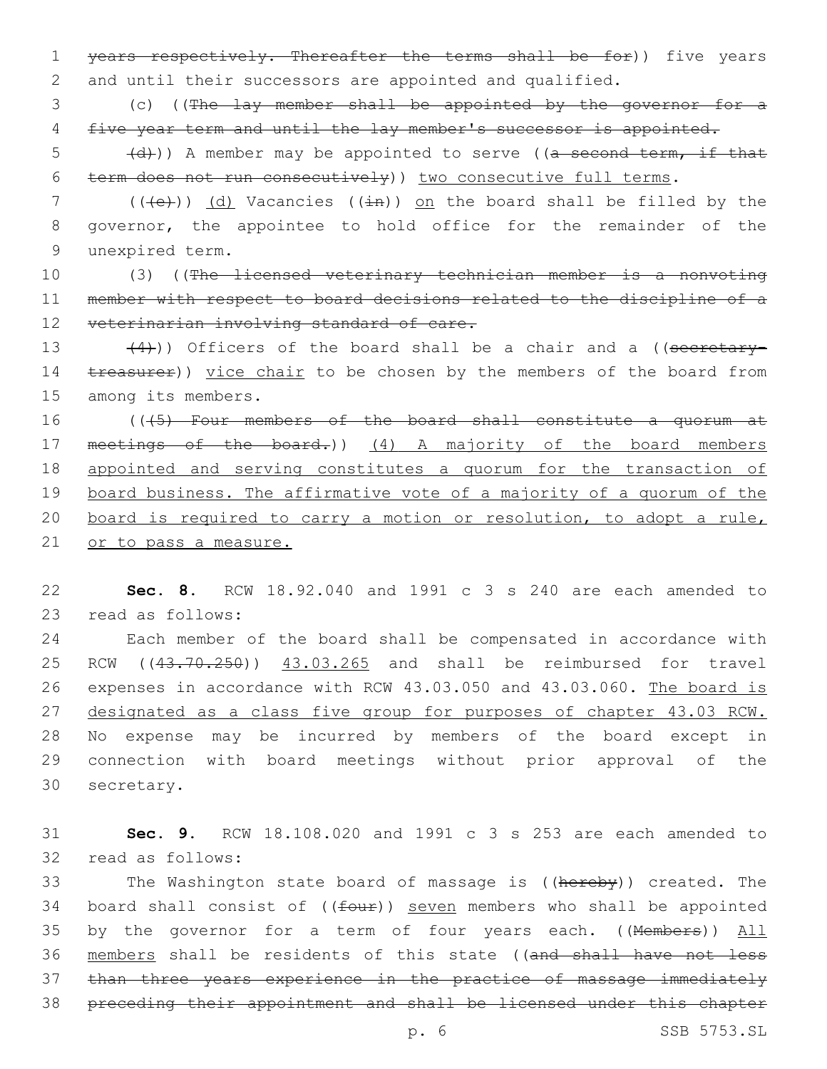years respectively. Thereafter the terms shall be for)) five years and until their successors are appointed and qualified.

(c) ((The lay member shall be appointed by the governor for a five year term and until the lay member's successor is appointed.

(d))) A member may be appointed to serve ((a second term, if that term does not run consecutively)) two consecutive full terms.

(((e))) (d) Vacancies ((in)) on the board shall be filled by the governor, the appointee to hold office for the remainder of the unexpired term.

(3) ((The licensed veterinary technician member is a nonvoting member with respect to board decisions related to the discipline of a veterinarian involving standard of care.

(4))) Officers of the board shall be a chair and a ((secretary-treasurer)) vice chair to be chosen by the members of the board from among its members.

(((5) Four members of the board shall constitute a quorum at meetings of the board.)) (4) A majority of the board members appointed and serving constitutes a quorum for the transaction of board business. The affirmative vote of a majority of a quorum of the board is required to carry a motion or resolution, to adopt a rule, or to pass a measure.

**Sec. 8.** RCW 18.92.040 and 1991 c 3 s 240 are each amended to read as follows:

Each member of the board shall be compensated in accordance with RCW ((43.70.250)) 43.03.265 and shall be reimbursed for travel expenses in accordance with RCW 43.03.050 and 43.03.060. The board is designated as a class five group for purposes of chapter 43.03 RCW. No expense may be incurred by members of the board except in connection with board meetings without prior approval of the secretary.

**Sec. 9.** RCW 18.108.020 and 1991 c 3 s 253 are each amended to read as follows:

The Washington state board of massage is ((hereby)) created. The board shall consist of ((four)) seven members who shall be appointed by the governor for a term of four years each. ((Members)) All members shall be residents of this state ((and shall have not less than three years experience in the practice of massage immediately preceding their appointment and shall be licensed under this chapter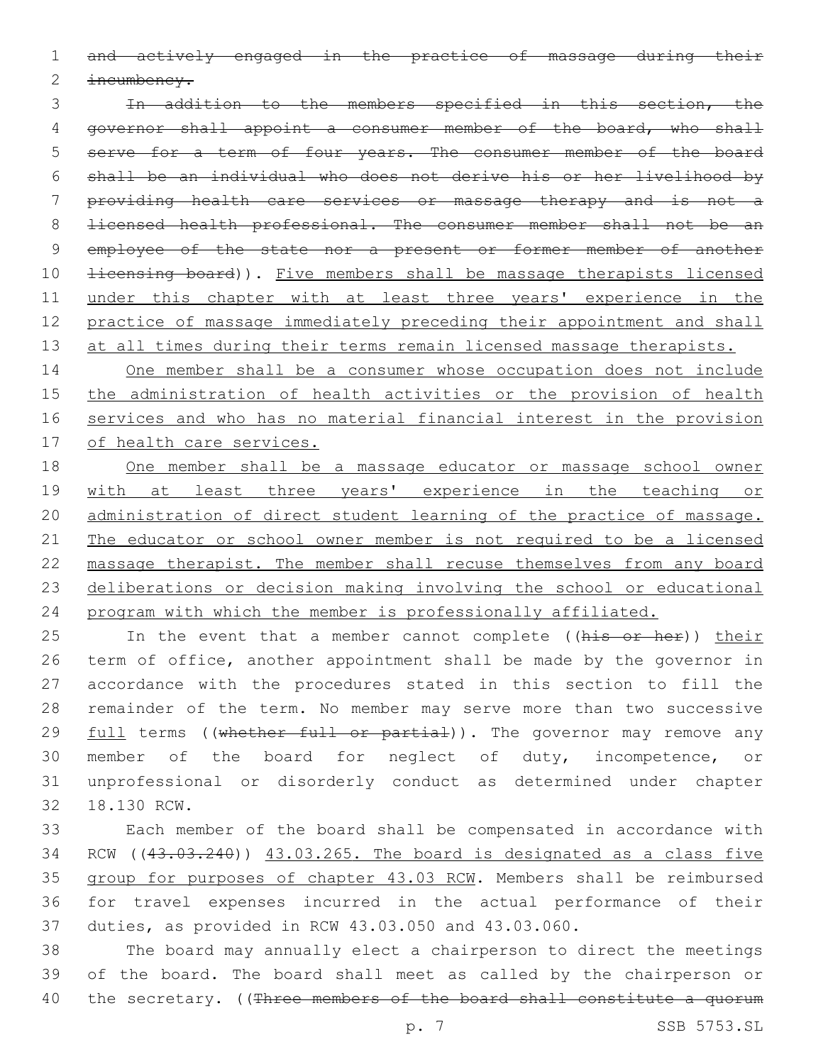~~and actively engaged in the practice of massage during their incumbency.~~

~~In addition to the members specified in this section, the governor shall appoint a consumer member of the board, who shall serve for a term of four years. The consumer member of the board shall be an individual who does not derive his or her livelihood by providing health care services or massage therapy and is not a licensed health professional. The consumer member shall not be an employee of the state nor a present or former member of another licensing board~~)). <u>Five members shall be massage therapists licensed under this chapter with at least three years' experience in the practice of massage immediately preceding their appointment and shall at all times during their terms remain licensed massage therapists.</u>

<u>One member shall be a consumer whose occupation does not include the administration of health activities or the provision of health services and who has no material financial interest in the provision of health care services.</u>

<u>One member shall be a massage educator or massage school owner with at least three years' experience in the teaching or administration of direct student learning of the practice of massage. The educator or school owner member is not required to be a licensed massage therapist. The member shall recuse themselves from any board deliberations or decision making involving the school or educational program with which the member is professionally affiliated.</u>

In the event that a member cannot complete ((~~his or her~~)) <u>their</u> term of office, another appointment shall be made by the governor in accordance with the procedures stated in this section to fill the remainder of the term. No member may serve more than two successive <u>full</u> terms ((~~whether full or partial~~)). The governor may remove any member of the board for neglect of duty, incompetence, or unprofessional or disorderly conduct as determined under chapter 18.130 RCW.

Each member of the board shall be compensated in accordance with RCW ((~~43.03.240~~)) <u>43.03.265. The board is designated as a class five group for purposes of chapter 43.03 RCW</u>. Members shall be reimbursed for travel expenses incurred in the actual performance of their duties, as provided in RCW 43.03.050 and 43.03.060.

The board may annually elect a chairperson to direct the meetings of the board. The board shall meet as called by the chairperson or the secretary. ((~~Three members of the board shall constitute a quorum~~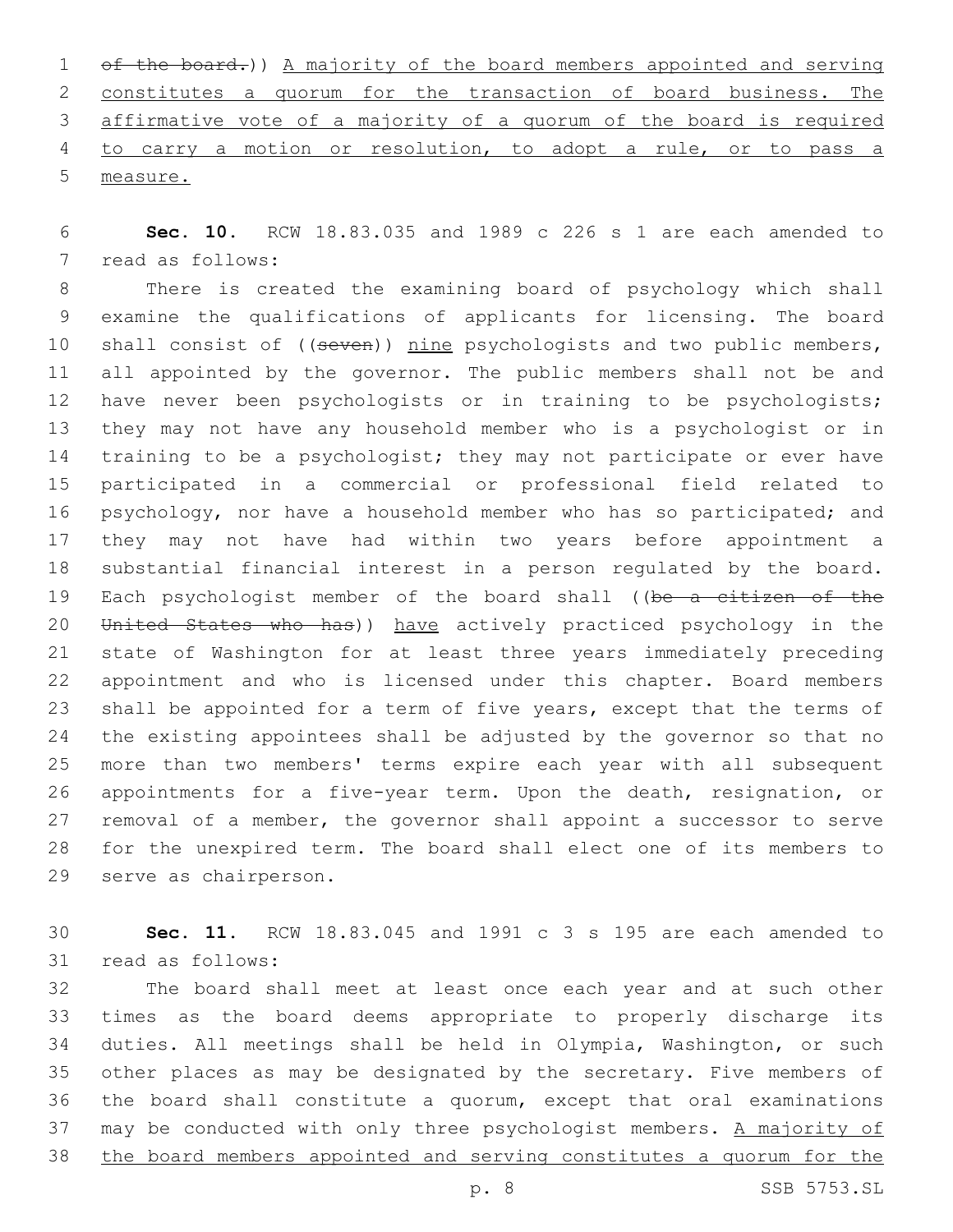~~of the board.~~)) A majority of the board members appointed and serving constitutes a quorum for the transaction of board business. The affirmative vote of a majority of a quorum of the board is required to carry a motion or resolution, to adopt a rule, or to pass a measure.

**Sec. 10.** RCW 18.83.035 and 1989 c 226 s 1 are each amended to read as follows:

There is created the examining board of psychology which shall examine the qualifications of applicants for licensing. The board shall consist of ((~~seven~~)) nine psychologists and two public members, all appointed by the governor. The public members shall not be and have never been psychologists or in training to be psychologists; they may not have any household member who is a psychologist or in training to be a psychologist; they may not participate or ever have participated in a commercial or professional field related to psychology, nor have a household member who has so participated; and they may not have had within two years before appointment a substantial financial interest in a person regulated by the board. Each psychologist member of the board shall ((~~be a citizen of the United States who has~~)) have actively practiced psychology in the state of Washington for at least three years immediately preceding appointment and who is licensed under this chapter. Board members shall be appointed for a term of five years, except that the terms of the existing appointees shall be adjusted by the governor so that no more than two members' terms expire each year with all subsequent appointments for a five-year term. Upon the death, resignation, or removal of a member, the governor shall appoint a successor to serve for the unexpired term. The board shall elect one of its members to serve as chairperson.

**Sec. 11.** RCW 18.83.045 and 1991 c 3 s 195 are each amended to read as follows:

The board shall meet at least once each year and at such other times as the board deems appropriate to properly discharge its duties. All meetings shall be held in Olympia, Washington, or such other places as may be designated by the secretary. Five members of the board shall constitute a quorum, except that oral examinations may be conducted with only three psychologist members. A majority of the board members appointed and serving constitutes a quorum for the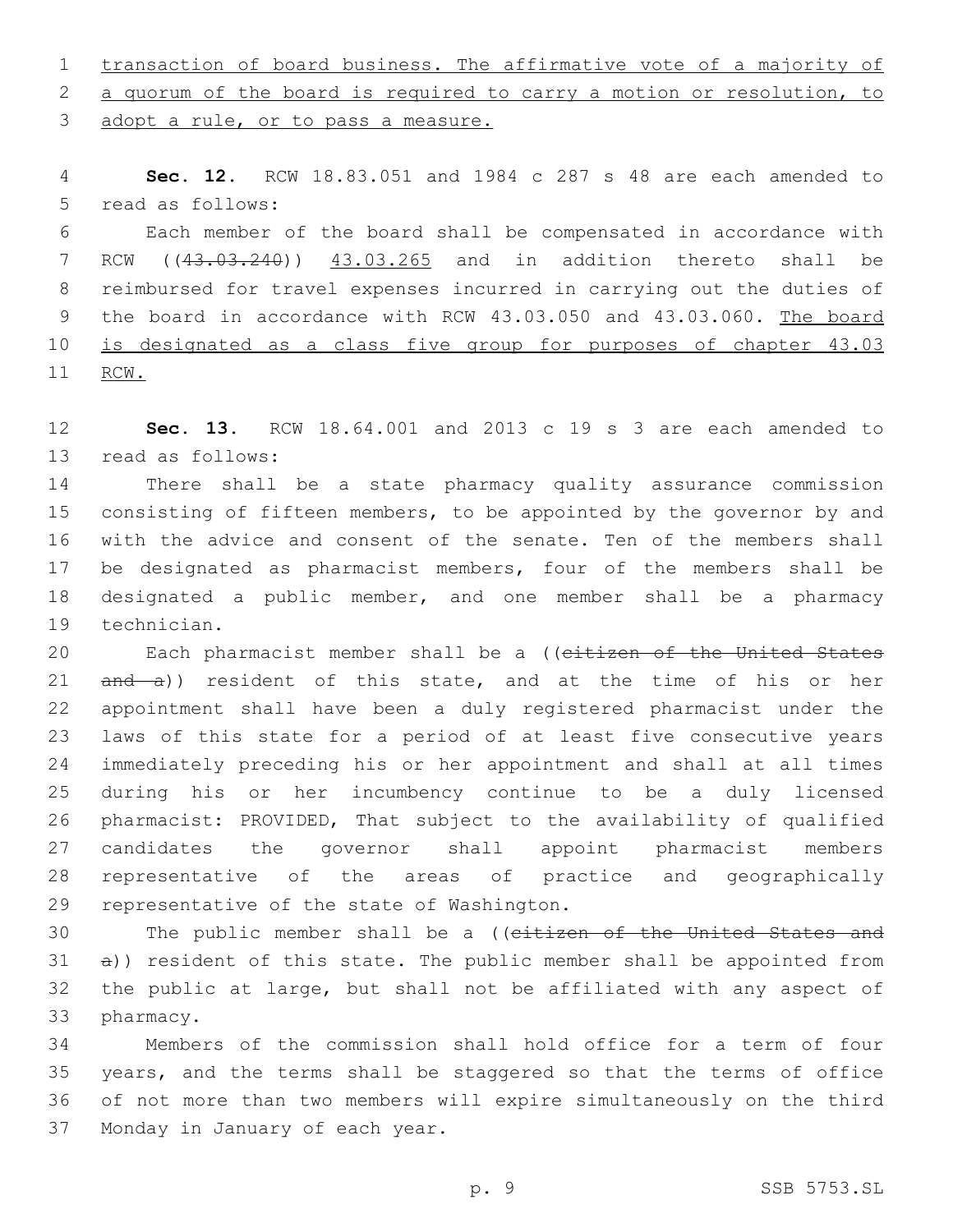transaction of board business. The affirmative vote of a majority of a quorum of the board is required to carry a motion or resolution, to adopt a rule, or to pass a measure.

**Sec. 12.** RCW 18.83.051 and 1984 c 287 s 48 are each amended to read as follows:

Each member of the board shall be compensated in accordance with RCW ((~~43.03.240~~)) 43.03.265 and in addition thereto shall be reimbursed for travel expenses incurred in carrying out the duties of the board in accordance with RCW 43.03.050 and 43.03.060. The board is designated as a class five group for purposes of chapter 43.03 RCW.

**Sec. 13.** RCW 18.64.001 and 2013 c 19 s 3 are each amended to read as follows:

There shall be a state pharmacy quality assurance commission consisting of fifteen members, to be appointed by the governor by and with the advice and consent of the senate. Ten of the members shall be designated as pharmacist members, four of the members shall be designated a public member, and one member shall be a pharmacy technician.

Each pharmacist member shall be a ((~~citizen of the United States and a~~)) resident of this state, and at the time of his or her appointment shall have been a duly registered pharmacist under the laws of this state for a period of at least five consecutive years immediately preceding his or her appointment and shall at all times during his or her incumbency continue to be a duly licensed pharmacist: PROVIDED, That subject to the availability of qualified candidates the governor shall appoint pharmacist members representative of the areas of practice and geographically representative of the state of Washington.

The public member shall be a ((~~citizen of the United States and a~~)) resident of this state. The public member shall be appointed from the public at large, but shall not be affiliated with any aspect of pharmacy.

Members of the commission shall hold office for a term of four years, and the terms shall be staggered so that the terms of office of not more than two members will expire simultaneously on the third Monday in January of each year.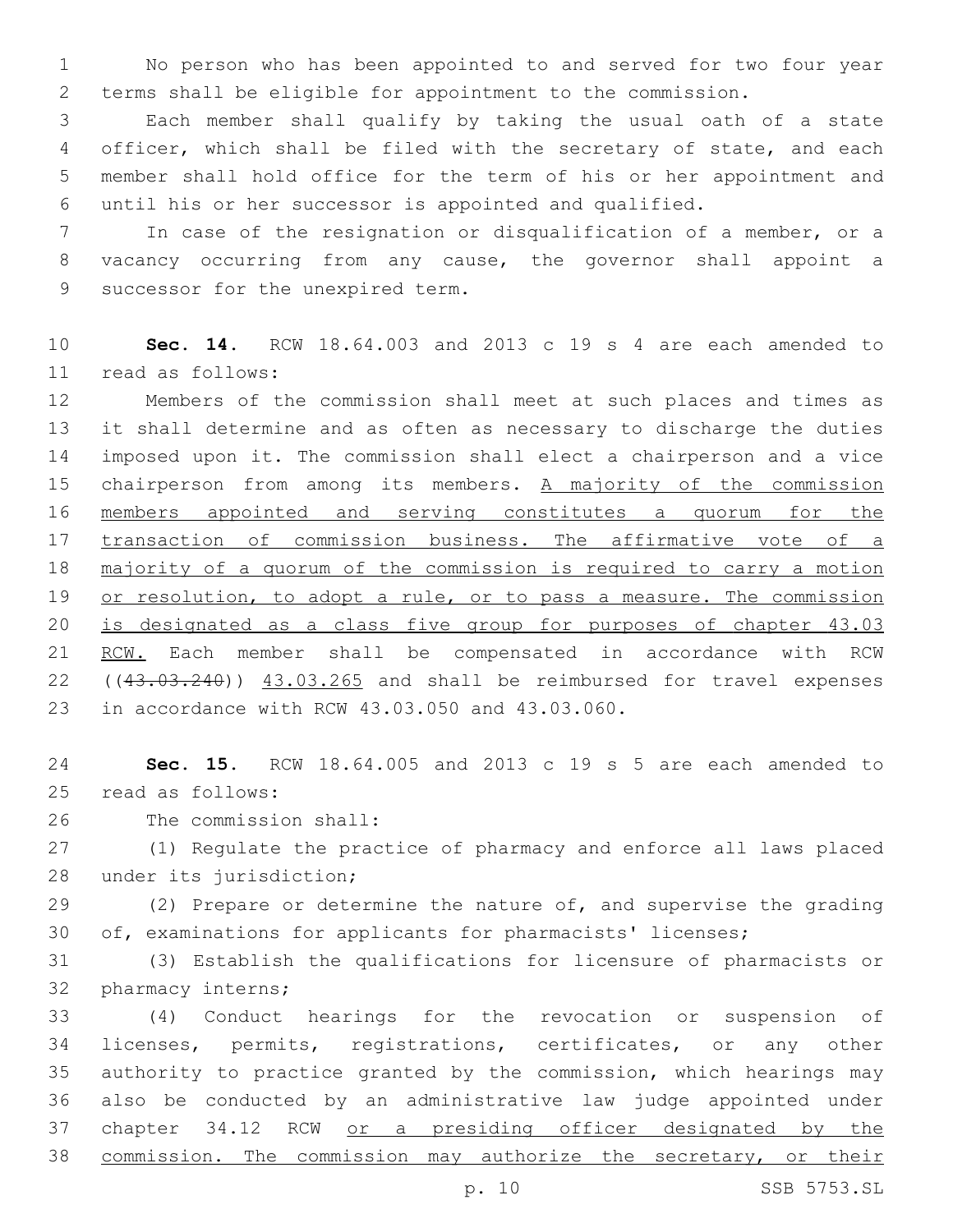No person who has been appointed to and served for two four year terms shall be eligible for appointment to the commission.

Each member shall qualify by taking the usual oath of a state officer, which shall be filed with the secretary of state, and each member shall hold office for the term of his or her appointment and until his or her successor is appointed and qualified.

In case of the resignation or disqualification of a member, or a vacancy occurring from any cause, the governor shall appoint a successor for the unexpired term.

**Sec. 14.** RCW 18.64.003 and 2013 c 19 s 4 are each amended to read as follows:

Members of the commission shall meet at such places and times as it shall determine and as often as necessary to discharge the duties imposed upon it. The commission shall elect a chairperson and a vice chairperson from among its members. <u>A majority of the commission members appointed and serving constitutes a quorum for the transaction of commission business. The affirmative vote of a majority of a quorum of the commission is required to carry a motion or resolution, to adopt a rule, or to pass a measure. The commission is designated as a class five group for purposes of chapter 43.03 RCW.</u> Each member shall be compensated in accordance with RCW ((~~43.03.240~~)) <u>43.03.265</u> and shall be reimbursed for travel expenses in accordance with RCW 43.03.050 and 43.03.060.

**Sec. 15.** RCW 18.64.005 and 2013 c 19 s 5 are each amended to read as follows:

The commission shall:

(1) Regulate the practice of pharmacy and enforce all laws placed under its jurisdiction;

(2) Prepare or determine the nature of, and supervise the grading of, examinations for applicants for pharmacists' licenses;

(3) Establish the qualifications for licensure of pharmacists or pharmacy interns;

(4) Conduct hearings for the revocation or suspension of licenses, permits, registrations, certificates, or any other authority to practice granted by the commission, which hearings may also be conducted by an administrative law judge appointed under chapter 34.12 RCW <u>or a presiding officer designated by the commission. The commission may authorize the secretary, or their</u>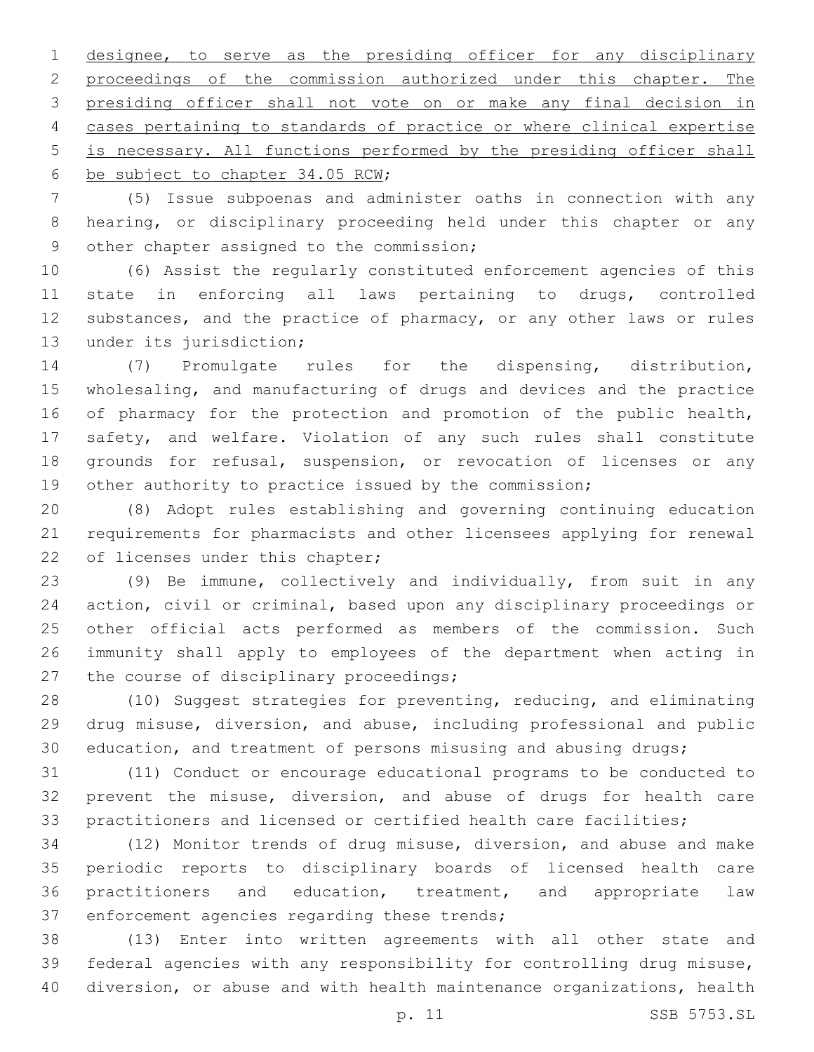designee, to serve as the presiding officer for any disciplinary proceedings of the commission authorized under this chapter. The presiding officer shall not vote on or make any final decision in cases pertaining to standards of practice or where clinical expertise is necessary. All functions performed by the presiding officer shall be subject to chapter 34.05 RCW;

(5) Issue subpoenas and administer oaths in connection with any hearing, or disciplinary proceeding held under this chapter or any other chapter assigned to the commission;

(6) Assist the regularly constituted enforcement agencies of this state in enforcing all laws pertaining to drugs, controlled substances, and the practice of pharmacy, or any other laws or rules under its jurisdiction;

(7) Promulgate rules for the dispensing, distribution, wholesaling, and manufacturing of drugs and devices and the practice of pharmacy for the protection and promotion of the public health, safety, and welfare. Violation of any such rules shall constitute grounds for refusal, suspension, or revocation of licenses or any other authority to practice issued by the commission;

(8) Adopt rules establishing and governing continuing education requirements for pharmacists and other licensees applying for renewal of licenses under this chapter;

(9) Be immune, collectively and individually, from suit in any action, civil or criminal, based upon any disciplinary proceedings or other official acts performed as members of the commission. Such immunity shall apply to employees of the department when acting in the course of disciplinary proceedings;

(10) Suggest strategies for preventing, reducing, and eliminating drug misuse, diversion, and abuse, including professional and public education, and treatment of persons misusing and abusing drugs;

(11) Conduct or encourage educational programs to be conducted to prevent the misuse, diversion, and abuse of drugs for health care practitioners and licensed or certified health care facilities;

(12) Monitor trends of drug misuse, diversion, and abuse and make periodic reports to disciplinary boards of licensed health care practitioners and education, treatment, and appropriate law enforcement agencies regarding these trends;

(13) Enter into written agreements with all other state and federal agencies with any responsibility for controlling drug misuse, diversion, or abuse and with health maintenance organizations, health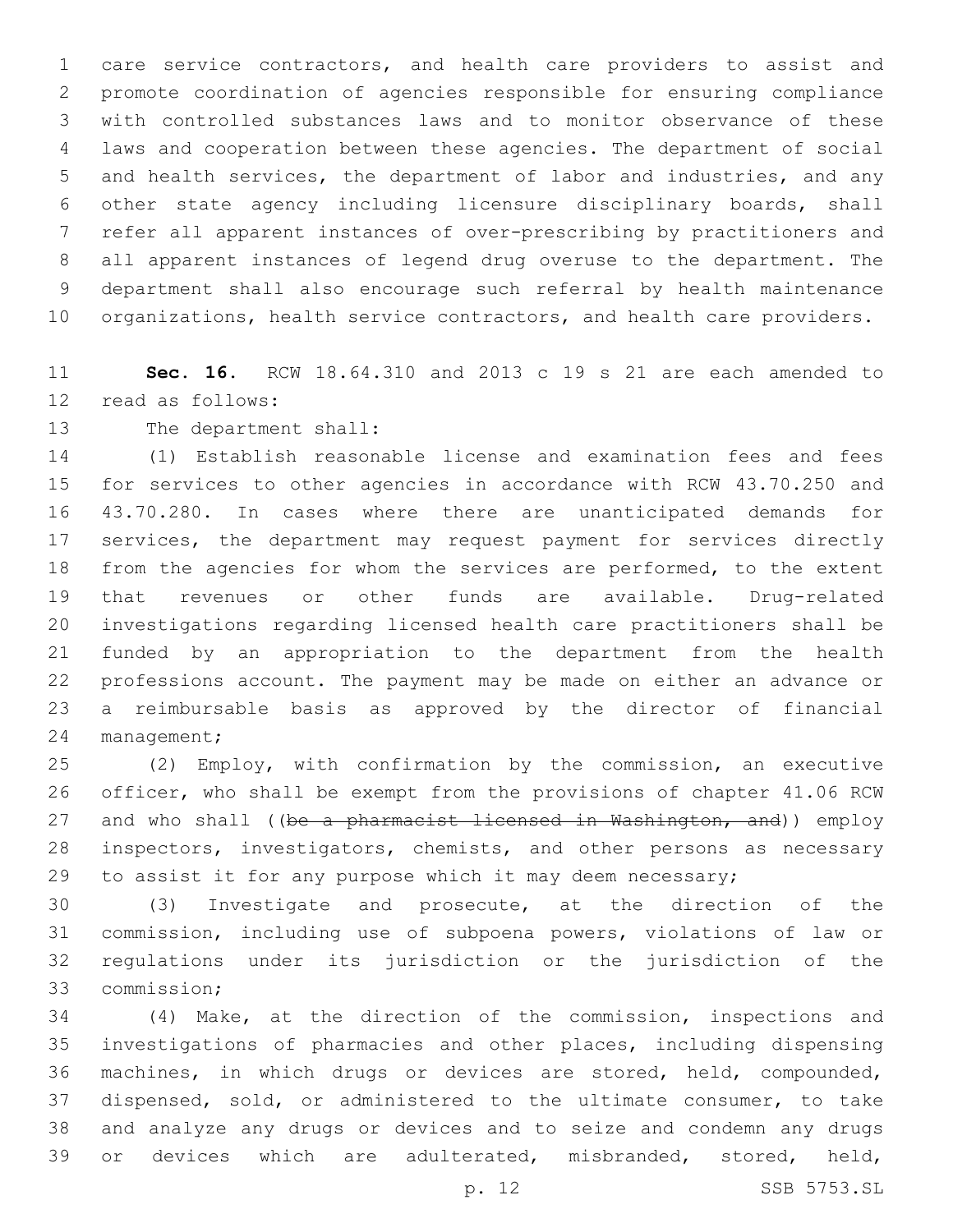care service contractors, and health care providers to assist and promote coordination of agencies responsible for ensuring compliance with controlled substances laws and to monitor observance of these laws and cooperation between these agencies. The department of social and health services, the department of labor and industries, and any other state agency including licensure disciplinary boards, shall refer all apparent instances of over-prescribing by practitioners and all apparent instances of legend drug overuse to the department. The department shall also encourage such referral by health maintenance organizations, health service contractors, and health care providers.

**Sec. 16.** RCW 18.64.310 and 2013 c 19 s 21 are each amended to read as follows:

The department shall:

(1) Establish reasonable license and examination fees and fees for services to other agencies in accordance with RCW 43.70.250 and 43.70.280. In cases where there are unanticipated demands for services, the department may request payment for services directly from the agencies for whom the services are performed, to the extent that revenues or other funds are available. Drug-related investigations regarding licensed health care practitioners shall be funded by an appropriation to the department from the health professions account. The payment may be made on either an advance or a reimbursable basis as approved by the director of financial management;

(2) Employ, with confirmation by the commission, an executive officer, who shall be exempt from the provisions of chapter 41.06 RCW and who shall ((~~be a pharmacist licensed in Washington, and~~)) employ inspectors, investigators, chemists, and other persons as necessary to assist it for any purpose which it may deem necessary;

(3) Investigate and prosecute, at the direction of the commission, including use of subpoena powers, violations of law or regulations under its jurisdiction or the jurisdiction of the commission;

(4) Make, at the direction of the commission, inspections and investigations of pharmacies and other places, including dispensing machines, in which drugs or devices are stored, held, compounded, dispensed, sold, or administered to the ultimate consumer, to take and analyze any drugs or devices and to seize and condemn any drugs or devices which are adulterated, misbranded, stored, held,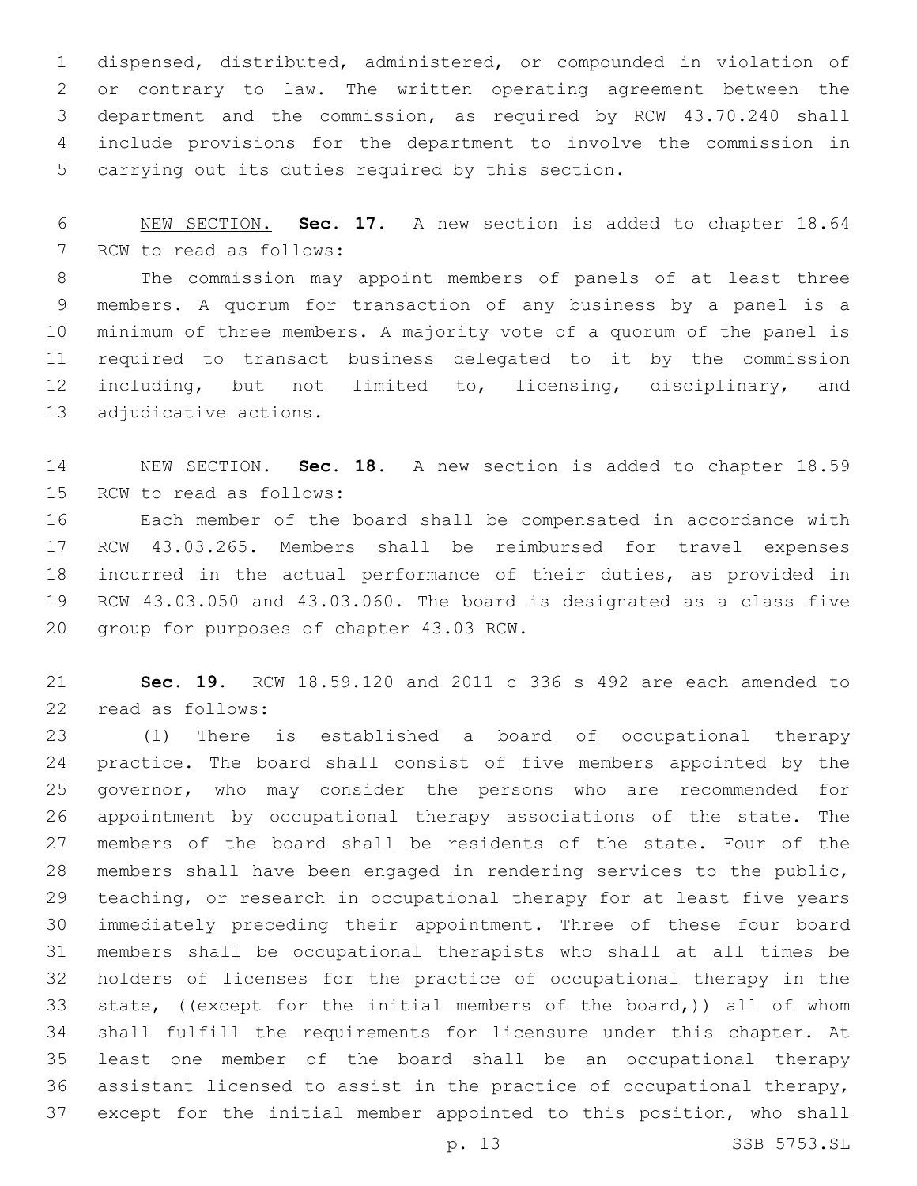dispensed, distributed, administered, or compounded in violation of or contrary to law. The written operating agreement between the department and the commission, as required by RCW 43.70.240 shall include provisions for the department to involve the commission in carrying out its duties required by this section.

NEW SECTION. **Sec. 17.** A new section is added to chapter 18.64 RCW to read as follows:

The commission may appoint members of panels of at least three members. A quorum for transaction of any business by a panel is a minimum of three members. A majority vote of a quorum of the panel is required to transact business delegated to it by the commission including, but not limited to, licensing, disciplinary, and adjudicative actions.

NEW SECTION. **Sec. 18.** A new section is added to chapter 18.59 RCW to read as follows:

Each member of the board shall be compensated in accordance with RCW 43.03.265. Members shall be reimbursed for travel expenses incurred in the actual performance of their duties, as provided in RCW 43.03.050 and 43.03.060. The board is designated as a class five group for purposes of chapter 43.03 RCW.

**Sec. 19.** RCW 18.59.120 and 2011 c 336 s 492 are each amended to read as follows:

(1) There is established a board of occupational therapy practice. The board shall consist of five members appointed by the governor, who may consider the persons who are recommended for appointment by occupational therapy associations of the state. The members of the board shall be residents of the state. Four of the members shall have been engaged in rendering services to the public, teaching, or research in occupational therapy for at least five years immediately preceding their appointment. Three of these four board members shall be occupational therapists who shall at all times be holders of licenses for the practice of occupational therapy in the state, ((~~except for the initial members of the board,~~)) all of whom shall fulfill the requirements for licensure under this chapter. At least one member of the board shall be an occupational therapy assistant licensed to assist in the practice of occupational therapy, except for the initial member appointed to this position, who shall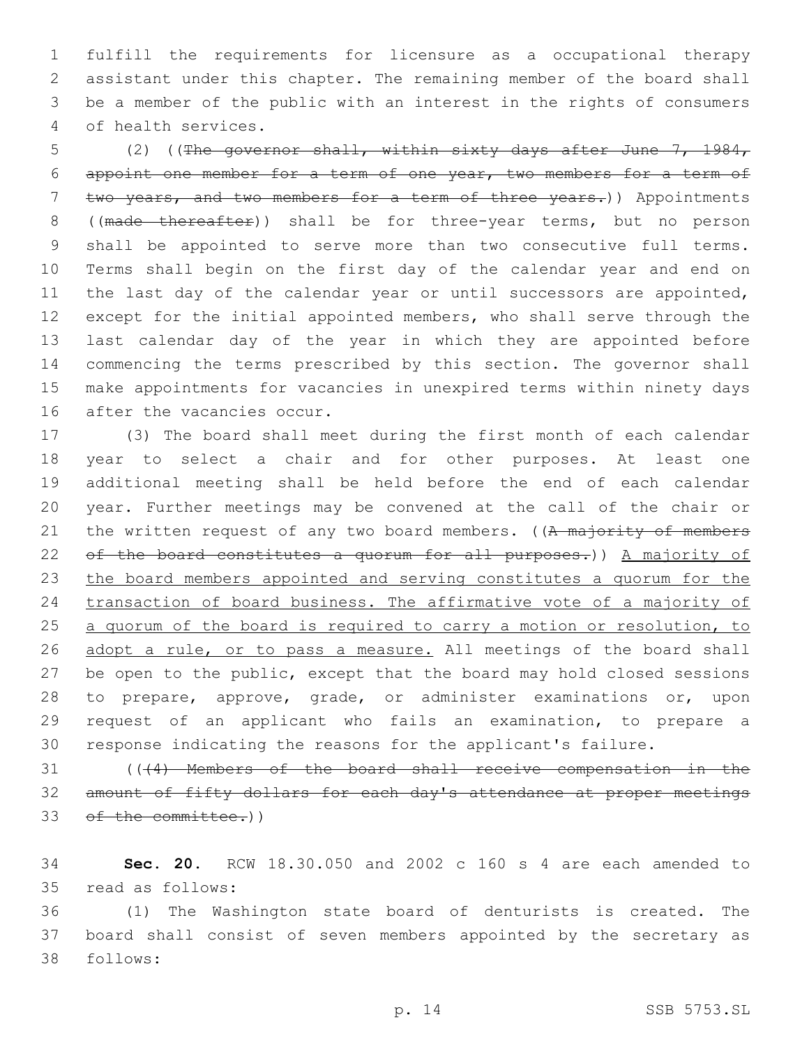fulfill the requirements for licensure as a occupational therapy assistant under this chapter. The remaining member of the board shall be a member of the public with an interest in the rights of consumers of health services.

(2) ((~~The governor shall, within sixty days after June 7, 1984, appoint one member for a term of one year, two members for a term of two years, and two members for a term of three years.~~)) Appointments ((~~made thereafter~~)) shall be for three-year terms, but no person shall be appointed to serve more than two consecutive full terms. Terms shall begin on the first day of the calendar year and end on the last day of the calendar year or until successors are appointed, except for the initial appointed members, who shall serve through the last calendar day of the year in which they are appointed before commencing the terms prescribed by this section. The governor shall make appointments for vacancies in unexpired terms within ninety days after the vacancies occur.

(3) The board shall meet during the first month of each calendar year to select a chair and for other purposes. At least one additional meeting shall be held before the end of each calendar year. Further meetings may be convened at the call of the chair or the written request of any two board members. ((~~A majority of members of the board constitutes a quorum for all purposes.~~)) <u>A majority of the board members appointed and serving constitutes a quorum for the transaction of board business. The affirmative vote of a majority of a quorum of the board is required to carry a motion or resolution, to adopt a rule, or to pass a measure.</u> All meetings of the board shall be open to the public, except that the board may hold closed sessions to prepare, approve, grade, or administer examinations or, upon request of an applicant who fails an examination, to prepare a response indicating the reasons for the applicant's failure.

((~~(4) Members of the board shall receive compensation in the amount of fifty dollars for each day's attendance at proper meetings of the committee.~~))

**Sec. 20.** RCW 18.30.050 and 2002 c 160 s 4 are each amended to read as follows:

(1) The Washington state board of denturists is created. The board shall consist of seven members appointed by the secretary as follows: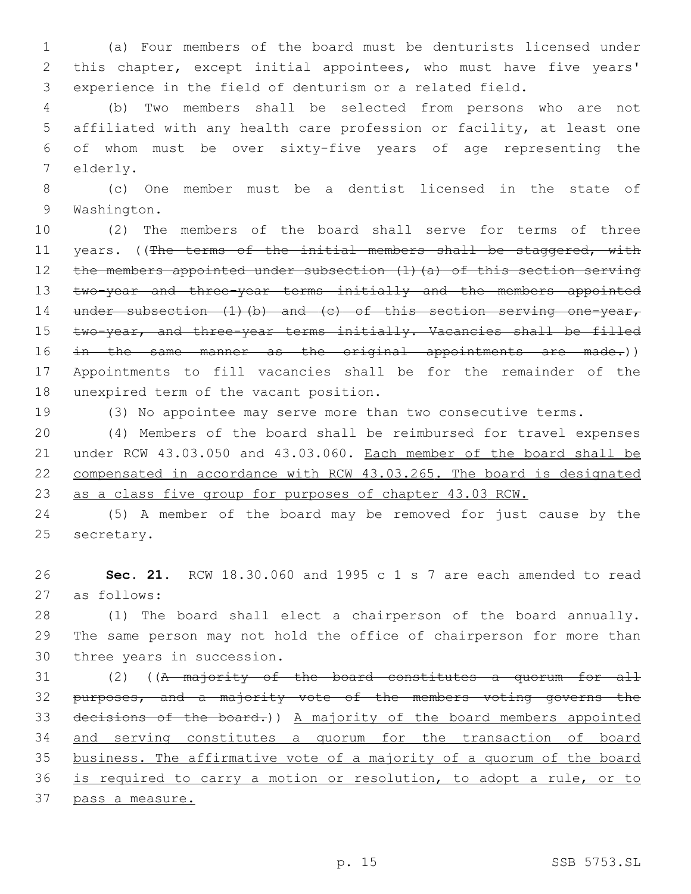(a) Four members of the board must be denturists licensed under this chapter, except initial appointees, who must have five years' experience in the field of denturism or a related field.

(b) Two members shall be selected from persons who are not affiliated with any health care profession or facility, at least one of whom must be over sixty-five years of age representing the elderly.

(c) One member must be a dentist licensed in the state of Washington.

(2) The members of the board shall serve for terms of three years. ((~~The terms of the initial members shall be staggered, with the members appointed under subsection (1)(a) of this section serving two-year and three-year terms initially and the members appointed under subsection (1)(b) and (c) of this section serving one-year, two-year, and three-year terms initially. Vacancies shall be filled in the same manner as the original appointments are made.~~)) Appointments to fill vacancies shall be for the remainder of the unexpired term of the vacant position.

(3) No appointee may serve more than two consecutive terms.

(4) Members of the board shall be reimbursed for travel expenses under RCW 43.03.050 and 43.03.060. <u>Each member of the board shall be compensated in accordance with RCW 43.03.265. The board is designated as a class five group for purposes of chapter 43.03 RCW.</u>

(5) A member of the board may be removed for just cause by the secretary.

**Sec. 21.** RCW 18.30.060 and 1995 c 1 s 7 are each amended to read as follows:

(1) The board shall elect a chairperson of the board annually. The same person may not hold the office of chairperson for more than three years in succession.

(2) ((~~A majority of the board constitutes a quorum for all purposes, and a majority vote of the members voting governs the decisions of the board.~~)) <u>A majority of the board members appointed and serving constitutes a quorum for the transaction of board business. The affirmative vote of a majority of a quorum of the board is required to carry a motion or resolution, to adopt a rule, or to pass a measure.</u>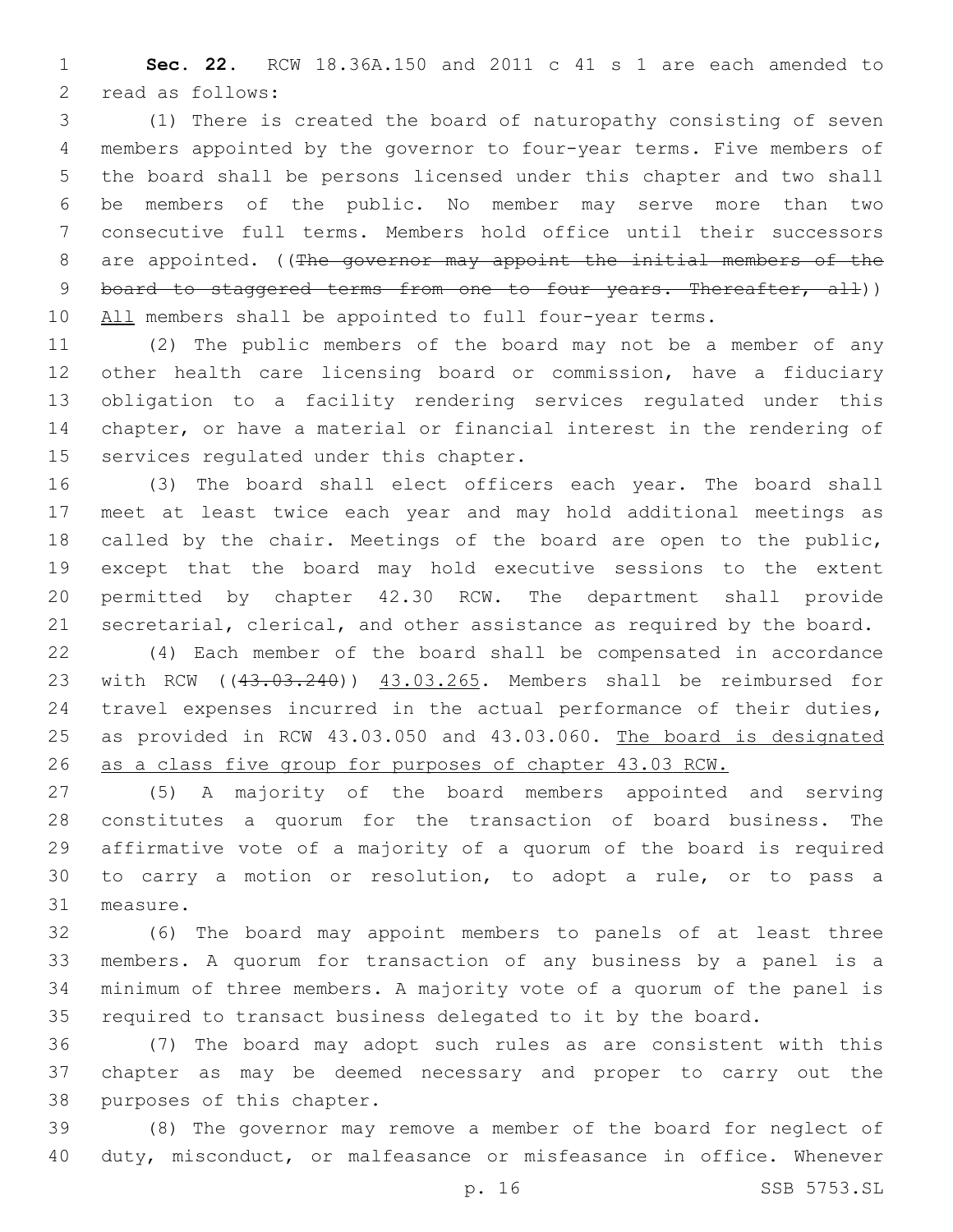**Sec. 22.** RCW 18.36A.150 and 2011 c 41 s 1 are each amended to read as follows:

(1) There is created the board of naturopathy consisting of seven members appointed by the governor to four-year terms. Five members of the board shall be persons licensed under this chapter and two shall be members of the public. No member may serve more than two consecutive full terms. Members hold office until their successors are appointed. ((~~The governor may appoint the initial members of the board to staggered terms from one to four years. Thereafter, all~~)) <u>All</u> members shall be appointed to full four-year terms.

(2) The public members of the board may not be a member of any other health care licensing board or commission, have a fiduciary obligation to a facility rendering services regulated under this chapter, or have a material or financial interest in the rendering of services regulated under this chapter.

(3) The board shall elect officers each year. The board shall meet at least twice each year and may hold additional meetings as called by the chair. Meetings of the board are open to the public, except that the board may hold executive sessions to the extent permitted by chapter 42.30 RCW. The department shall provide secretarial, clerical, and other assistance as required by the board.

(4) Each member of the board shall be compensated in accordance with RCW ((~~43.03.240~~)) <u>43.03.265</u>. Members shall be reimbursed for travel expenses incurred in the actual performance of their duties, as provided in RCW 43.03.050 and 43.03.060. <u>The board is designated as a class five group for purposes of chapter 43.03 RCW.</u>

(5) A majority of the board members appointed and serving constitutes a quorum for the transaction of board business. The affirmative vote of a majority of a quorum of the board is required to carry a motion or resolution, to adopt a rule, or to pass a measure.

(6) The board may appoint members to panels of at least three members. A quorum for transaction of any business by a panel is a minimum of three members. A majority vote of a quorum of the panel is required to transact business delegated to it by the board.

(7) The board may adopt such rules as are consistent with this chapter as may be deemed necessary and proper to carry out the purposes of this chapter.

(8) The governor may remove a member of the board for neglect of duty, misconduct, or malfeasance or misfeasance in office. Whenever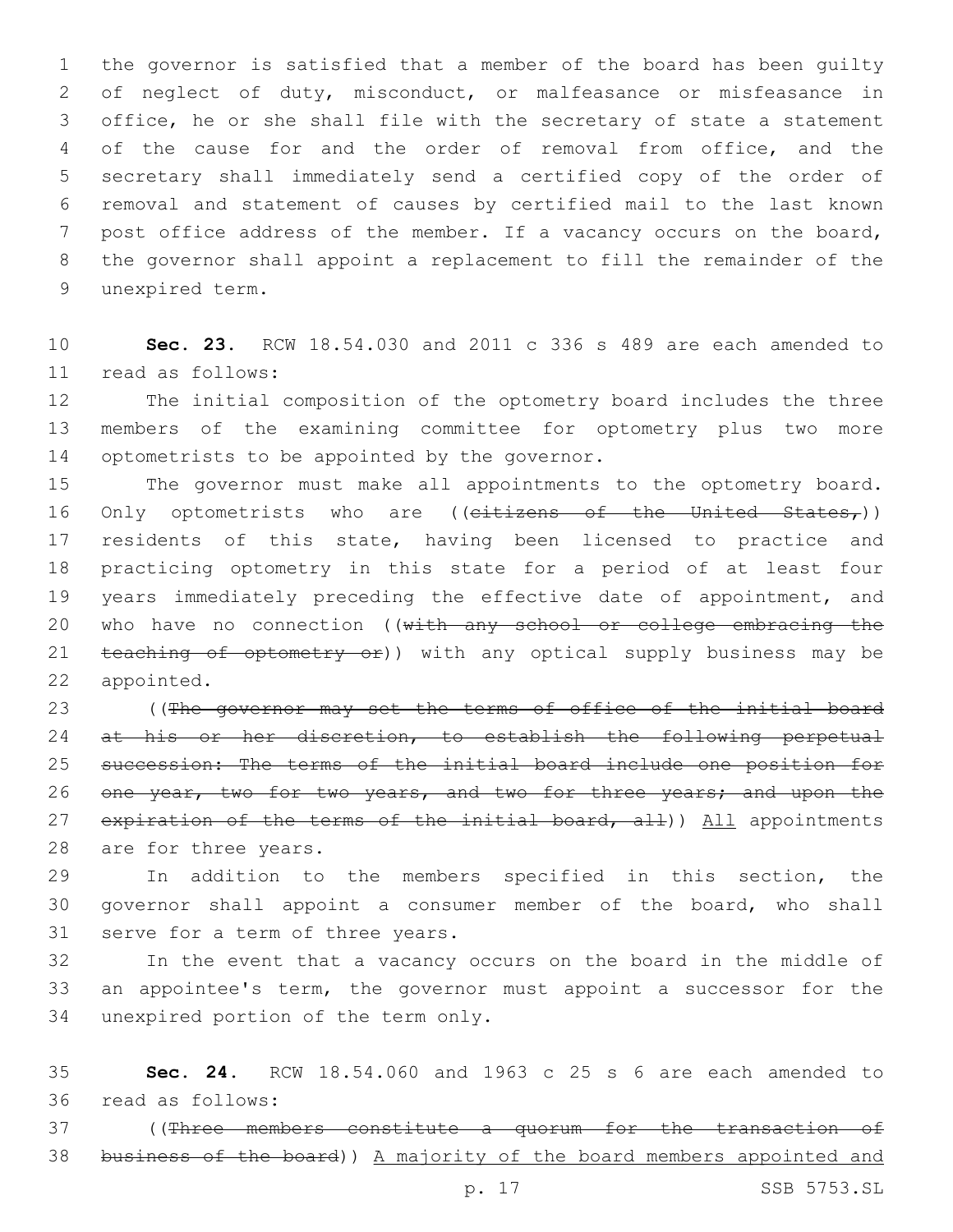the governor is satisfied that a member of the board has been guilty of neglect of duty, misconduct, or malfeasance or misfeasance in office, he or she shall file with the secretary of state a statement of the cause for and the order of removal from office, and the secretary shall immediately send a certified copy of the order of removal and statement of causes by certified mail to the last known post office address of the member. If a vacancy occurs on the board, the governor shall appoint a replacement to fill the remainder of the unexpired term.

**Sec. 23.** RCW 18.54.030 and 2011 c 336 s 489 are each amended to read as follows:

The initial composition of the optometry board includes the three members of the examining committee for optometry plus two more optometrists to be appointed by the governor.

The governor must make all appointments to the optometry board. Only optometrists who are ((~~citizens of the United States,~~)) residents of this state, having been licensed to practice and practicing optometry in this state for a period of at least four years immediately preceding the effective date of appointment, and who have no connection ((~~with any school or college embracing the teaching of optometry or~~)) with any optical supply business may be appointed.

((~~The governor may set the terms of office of the initial board at his or her discretion, to establish the following perpetual succession: The terms of the initial board include one position for one year, two for two years, and two for three years; and upon the expiration of the terms of the initial board, all~~)) <u>All</u> appointments are for three years.

In addition to the members specified in this section, the governor shall appoint a consumer member of the board, who shall serve for a term of three years.

In the event that a vacancy occurs on the board in the middle of an appointee's term, the governor must appoint a successor for the unexpired portion of the term only.

**Sec. 24.** RCW 18.54.060 and 1963 c 25 s 6 are each amended to read as follows:

((~~Three members constitute a quorum for the transaction of business of the board~~)) <u>A majority of the board members appointed and</u>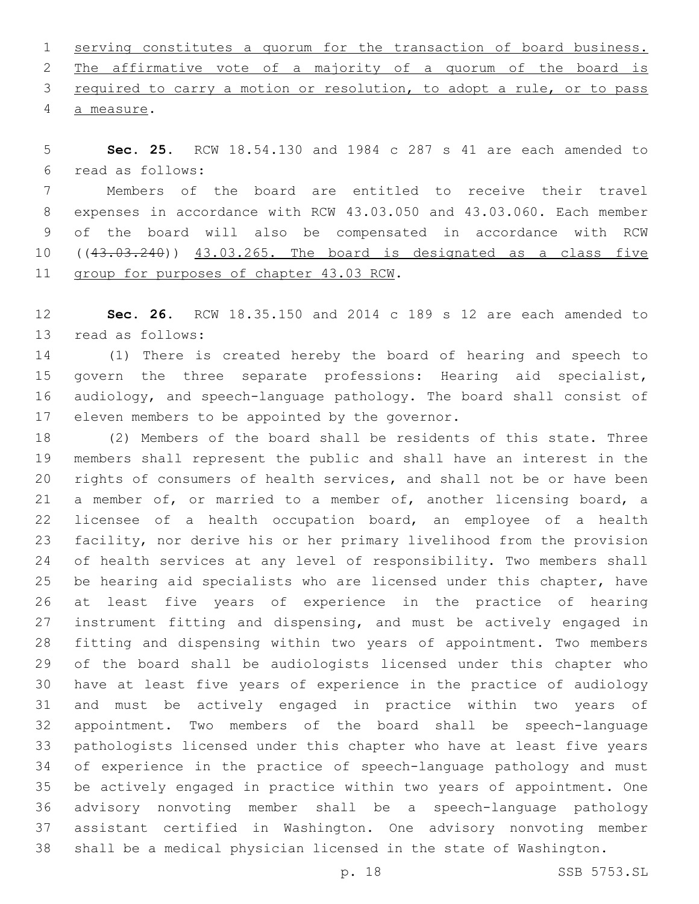serving constitutes a quorum for the transaction of board business. The affirmative vote of a majority of a quorum of the board is required to carry a motion or resolution, to adopt a rule, or to pass a measure.

**Sec. 25.** RCW 18.54.130 and 1984 c 287 s 41 are each amended to read as follows:

Members of the board are entitled to receive their travel expenses in accordance with RCW 43.03.050 and 43.03.060. Each member of the board will also be compensated in accordance with RCW ((~~43.03.240~~)) 43.03.265. The board is designated as a class five group for purposes of chapter 43.03 RCW.

**Sec. 26.** RCW 18.35.150 and 2014 c 189 s 12 are each amended to read as follows:

(1) There is created hereby the board of hearing and speech to govern the three separate professions: Hearing aid specialist, audiology, and speech-language pathology. The board shall consist of eleven members to be appointed by the governor.

(2) Members of the board shall be residents of this state. Three members shall represent the public and shall have an interest in the rights of consumers of health services, and shall not be or have been a member of, or married to a member of, another licensing board, a licensee of a health occupation board, an employee of a health facility, nor derive his or her primary livelihood from the provision of health services at any level of responsibility. Two members shall be hearing aid specialists who are licensed under this chapter, have at least five years of experience in the practice of hearing instrument fitting and dispensing, and must be actively engaged in fitting and dispensing within two years of appointment. Two members of the board shall be audiologists licensed under this chapter who have at least five years of experience in the practice of audiology and must be actively engaged in practice within two years of appointment. Two members of the board shall be speech-language pathologists licensed under this chapter who have at least five years of experience in the practice of speech-language pathology and must be actively engaged in practice within two years of appointment. One advisory nonvoting member shall be a speech-language pathology assistant certified in Washington. One advisory nonvoting member shall be a medical physician licensed in the state of Washington.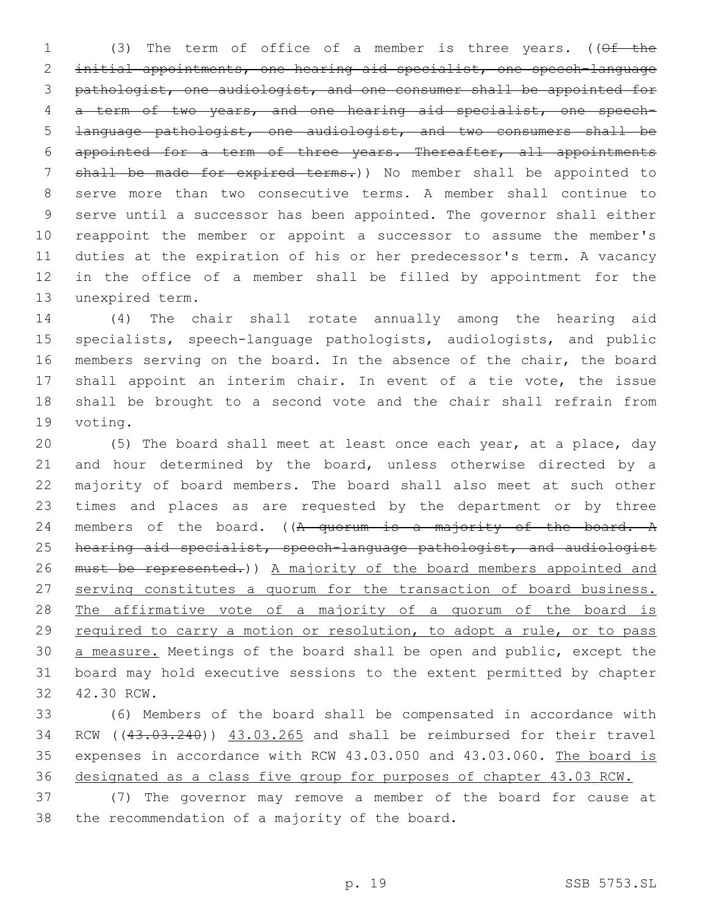(3) The term of office of a member is three years. ((~~Of the initial appointments, one hearing aid specialist, one speech-language pathologist, one audiologist, and one consumer shall be appointed for a term of two years, and one hearing aid specialist, one speech-language pathologist, one audiologist, and two consumers shall be appointed for a term of three years. Thereafter, all appointments shall be made for expired terms.~~)) No member shall be appointed to serve more than two consecutive terms. A member shall continue to serve until a successor has been appointed. The governor shall either reappoint the member or appoint a successor to assume the member's duties at the expiration of his or her predecessor's term. A vacancy in the office of a member shall be filled by appointment for the unexpired term.

(4) The chair shall rotate annually among the hearing aid specialists, speech-language pathologists, audiologists, and public members serving on the board. In the absence of the chair, the board shall appoint an interim chair. In event of a tie vote, the issue shall be brought to a second vote and the chair shall refrain from voting.

(5) The board shall meet at least once each year, at a place, day and hour determined by the board, unless otherwise directed by a majority of board members. The board shall also meet at such other times and places as are requested by the department or by three members of the board. ((~~A quorum is a majority of the board. A hearing aid specialist, speech-language pathologist, and audiologist must be represented.~~)) <u>A majority of the board members appointed and serving constitutes a quorum for the transaction of board business. The affirmative vote of a majority of a quorum of the board is required to carry a motion or resolution, to adopt a rule, or to pass a measure.</u> Meetings of the board shall be open and public, except the board may hold executive sessions to the extent permitted by chapter 42.30 RCW.

(6) Members of the board shall be compensated in accordance with RCW ((~~43.03.240~~)) <u>43.03.265</u> and shall be reimbursed for their travel expenses in accordance with RCW 43.03.050 and 43.03.060. <u>The board is designated as a class five group for purposes of chapter 43.03 RCW.</u>

(7) The governor may remove a member of the board for cause at the recommendation of a majority of the board.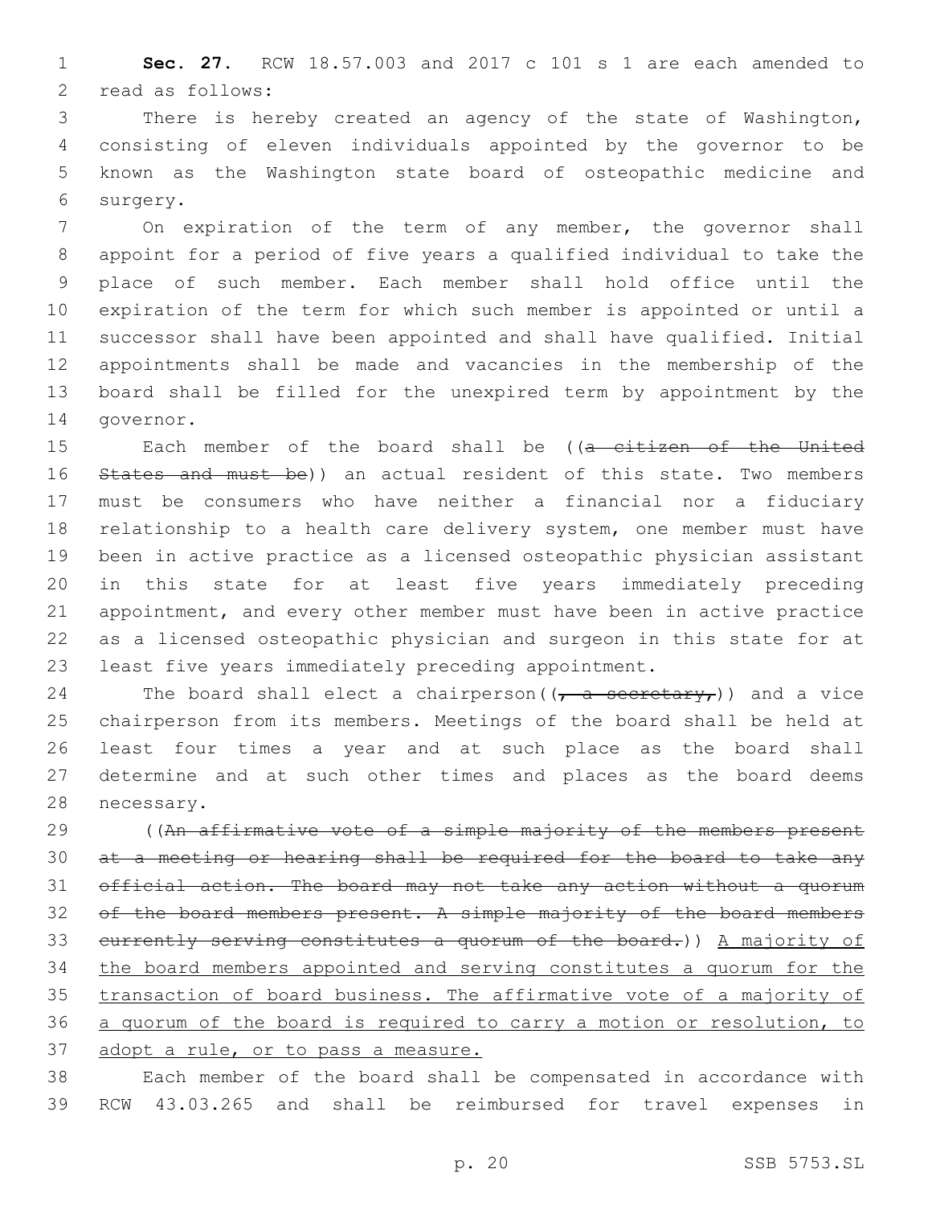**Sec. 27.** RCW 18.57.003 and 2017 c 101 s 1 are each amended to read as follows:

There is hereby created an agency of the state of Washington, consisting of eleven individuals appointed by the governor to be known as the Washington state board of osteopathic medicine and surgery.

On expiration of the term of any member, the governor shall appoint for a period of five years a qualified individual to take the place of such member. Each member shall hold office until the expiration of the term for which such member is appointed or until a successor shall have been appointed and shall have qualified. Initial appointments shall be made and vacancies in the membership of the board shall be filled for the unexpired term by appointment by the governor.

Each member of the board shall be ((~~a citizen of the United States and must be~~)) an actual resident of this state. Two members must be consumers who have neither a financial nor a fiduciary relationship to a health care delivery system, one member must have been in active practice as a licensed osteopathic physician assistant in this state for at least five years immediately preceding appointment, and every other member must have been in active practice as a licensed osteopathic physician and surgeon in this state for at least five years immediately preceding appointment.

The board shall elect a chairperson((~~, a secretary,~~)) and a vice chairperson from its members. Meetings of the board shall be held at least four times a year and at such place as the board shall determine and at such other times and places as the board deems necessary.

((~~An affirmative vote of a simple majority of the members present at a meeting or hearing shall be required for the board to take any official action. The board may not take any action without a quorum of the board members present. A simple majority of the board members currently serving constitutes a quorum of the board.~~)) <u>A majority of the board members appointed and serving constitutes a quorum for the transaction of board business. The affirmative vote of a majority of a quorum of the board is required to carry a motion or resolution, to adopt a rule, or to pass a measure.</u>

Each member of the board shall be compensated in accordance with RCW 43.03.265 and shall be reimbursed for travel expenses in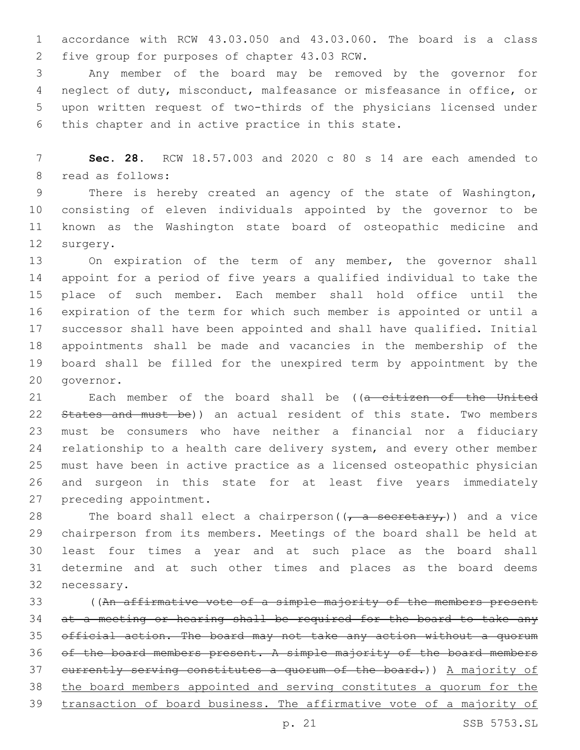accordance with RCW 43.03.050 and 43.03.060. The board is a class five group for purposes of chapter 43.03 RCW.

Any member of the board may be removed by the governor for neglect of duty, misconduct, malfeasance or misfeasance in office, or upon written request of two-thirds of the physicians licensed under this chapter and in active practice in this state.

**Sec. 28.** RCW 18.57.003 and 2020 c 80 s 14 are each amended to read as follows:

There is hereby created an agency of the state of Washington, consisting of eleven individuals appointed by the governor to be known as the Washington state board of osteopathic medicine and surgery.

On expiration of the term of any member, the governor shall appoint for a period of five years a qualified individual to take the place of such member. Each member shall hold office until the expiration of the term for which such member is appointed or until a successor shall have been appointed and shall have qualified. Initial appointments shall be made and vacancies in the membership of the board shall be filled for the unexpired term by appointment by the governor.

Each member of the board shall be ((~~a citizen of the United States and must be~~)) an actual resident of this state. Two members must be consumers who have neither a financial nor a fiduciary relationship to a health care delivery system, and every other member must have been in active practice as a licensed osteopathic physician and surgeon in this state for at least five years immediately preceding appointment.

The board shall elect a chairperson((~~, a secretary,~~)) and a vice chairperson from its members. Meetings of the board shall be held at least four times a year and at such place as the board shall determine and at such other times and places as the board deems necessary.

((~~An affirmative vote of a simple majority of the members present at a meeting or hearing shall be required for the board to take any official action. The board may not take any action without a quorum of the board members present. A simple majority of the board members currently serving constitutes a quorum of the board.~~)) <u>A majority of the board members appointed and serving constitutes a quorum for the transaction of board business. The affirmative vote of a majority of</u>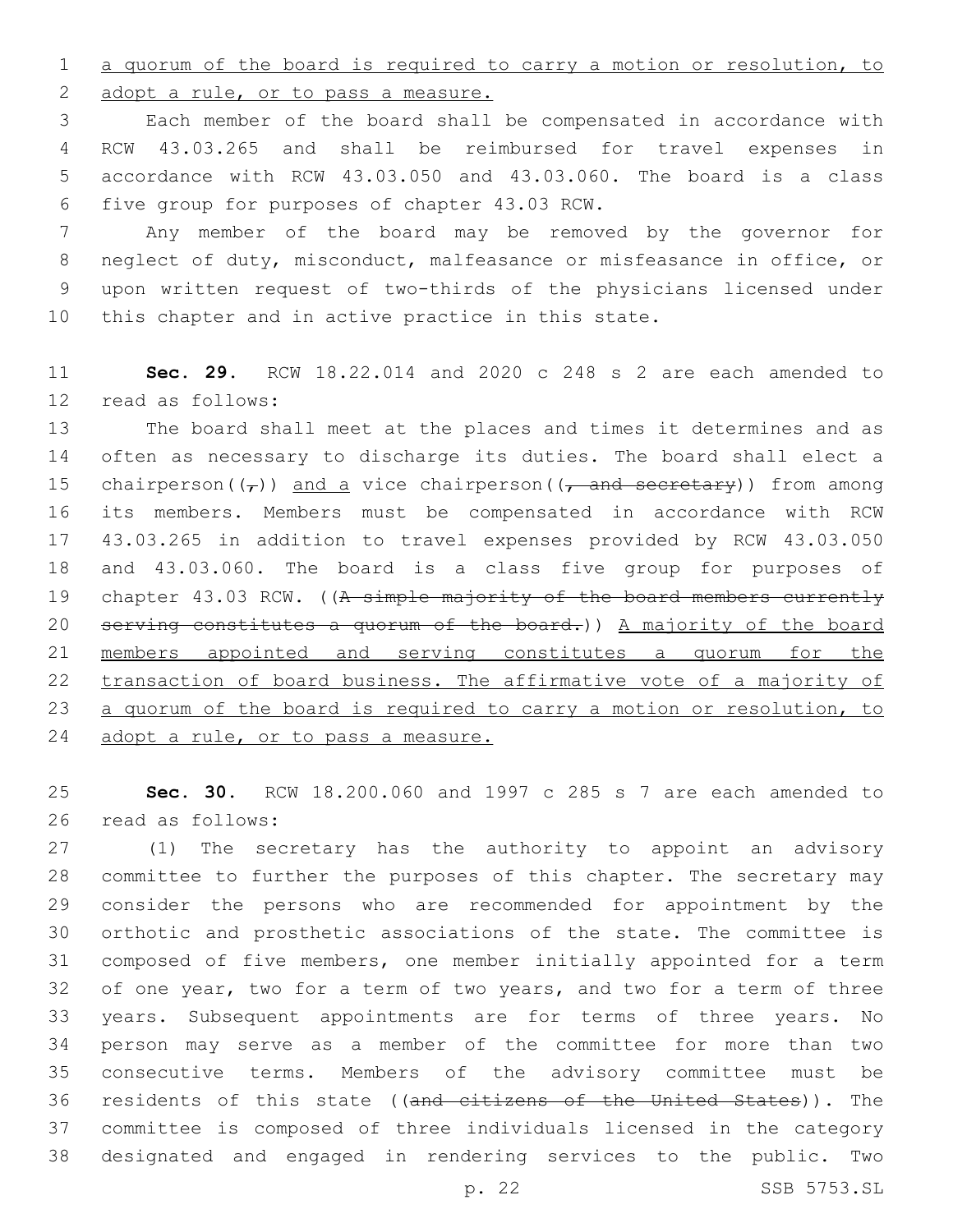a quorum of the board is required to carry a motion or resolution, to adopt a rule, or to pass a measure.

Each member of the board shall be compensated in accordance with RCW 43.03.265 and shall be reimbursed for travel expenses in accordance with RCW 43.03.050 and 43.03.060. The board is a class five group for purposes of chapter 43.03 RCW.

Any member of the board may be removed by the governor for neglect of duty, misconduct, malfeasance or misfeasance in office, or upon written request of two-thirds of the physicians licensed under this chapter and in active practice in this state.

**Sec. 29.** RCW 18.22.014 and 2020 c 248 s 2 are each amended to read as follows:

The board shall meet at the places and times it determines and as often as necessary to discharge its duties. The board shall elect a chairperson((~~,~~)) and a vice chairperson((~~, and secretary~~)) from among its members. Members must be compensated in accordance with RCW 43.03.265 in addition to travel expenses provided by RCW 43.03.050 and 43.03.060. The board is a class five group for purposes of chapter 43.03 RCW. ((~~A simple majority of the board members currently serving constitutes a quorum of the board.~~)) A majority of the board members appointed and serving constitutes a quorum for the transaction of board business. The affirmative vote of a majority of a quorum of the board is required to carry a motion or resolution, to adopt a rule, or to pass a measure.

**Sec. 30.** RCW 18.200.060 and 1997 c 285 s 7 are each amended to read as follows:

(1) The secretary has the authority to appoint an advisory committee to further the purposes of this chapter. The secretary may consider the persons who are recommended for appointment by the orthotic and prosthetic associations of the state. The committee is composed of five members, one member initially appointed for a term of one year, two for a term of two years, and two for a term of three years. Subsequent appointments are for terms of three years. No person may serve as a member of the committee for more than two consecutive terms. Members of the advisory committee must be residents of this state ((~~and citizens of the United States~~)). The committee is composed of three individuals licensed in the category designated and engaged in rendering services to the public. Two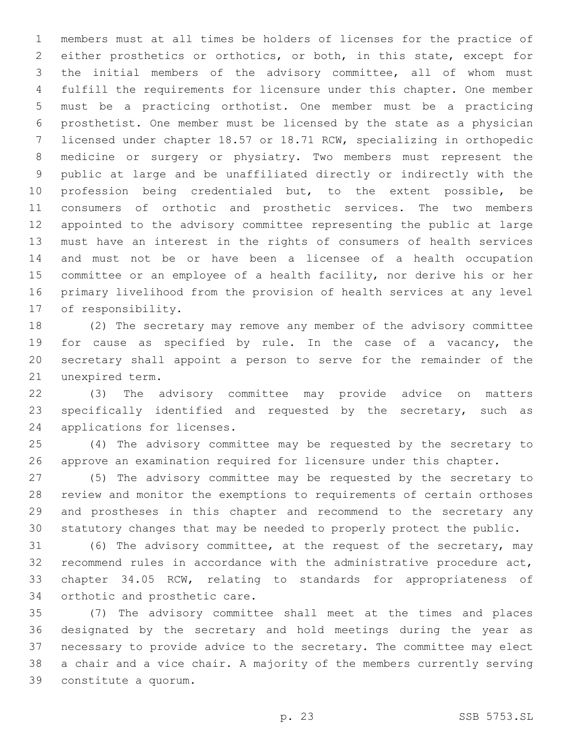members must at all times be holders of licenses for the practice of either prosthetics or orthotics, or both, in this state, except for the initial members of the advisory committee, all of whom must fulfill the requirements for licensure under this chapter. One member must be a practicing orthotist. One member must be a practicing prosthetist. One member must be licensed by the state as a physician licensed under chapter 18.57 or 18.71 RCW, specializing in orthopedic medicine or surgery or physiatry. Two members must represent the public at large and be unaffiliated directly or indirectly with the profession being credentialed but, to the extent possible, be consumers of orthotic and prosthetic services. The two members appointed to the advisory committee representing the public at large must have an interest in the rights of consumers of health services and must not be or have been a licensee of a health occupation committee or an employee of a health facility, nor derive his or her primary livelihood from the provision of health services at any level of responsibility.

(2) The secretary may remove any member of the advisory committee for cause as specified by rule. In the case of a vacancy, the secretary shall appoint a person to serve for the remainder of the unexpired term.

(3) The advisory committee may provide advice on matters specifically identified and requested by the secretary, such as applications for licenses.

(4) The advisory committee may be requested by the secretary to approve an examination required for licensure under this chapter.

(5) The advisory committee may be requested by the secretary to review and monitor the exemptions to requirements of certain orthoses and prostheses in this chapter and recommend to the secretary any statutory changes that may be needed to properly protect the public.

(6) The advisory committee, at the request of the secretary, may recommend rules in accordance with the administrative procedure act, chapter 34.05 RCW, relating to standards for appropriateness of orthotic and prosthetic care.

(7) The advisory committee shall meet at the times and places designated by the secretary and hold meetings during the year as necessary to provide advice to the secretary. The committee may elect a chair and a vice chair. A majority of the members currently serving constitute a quorum.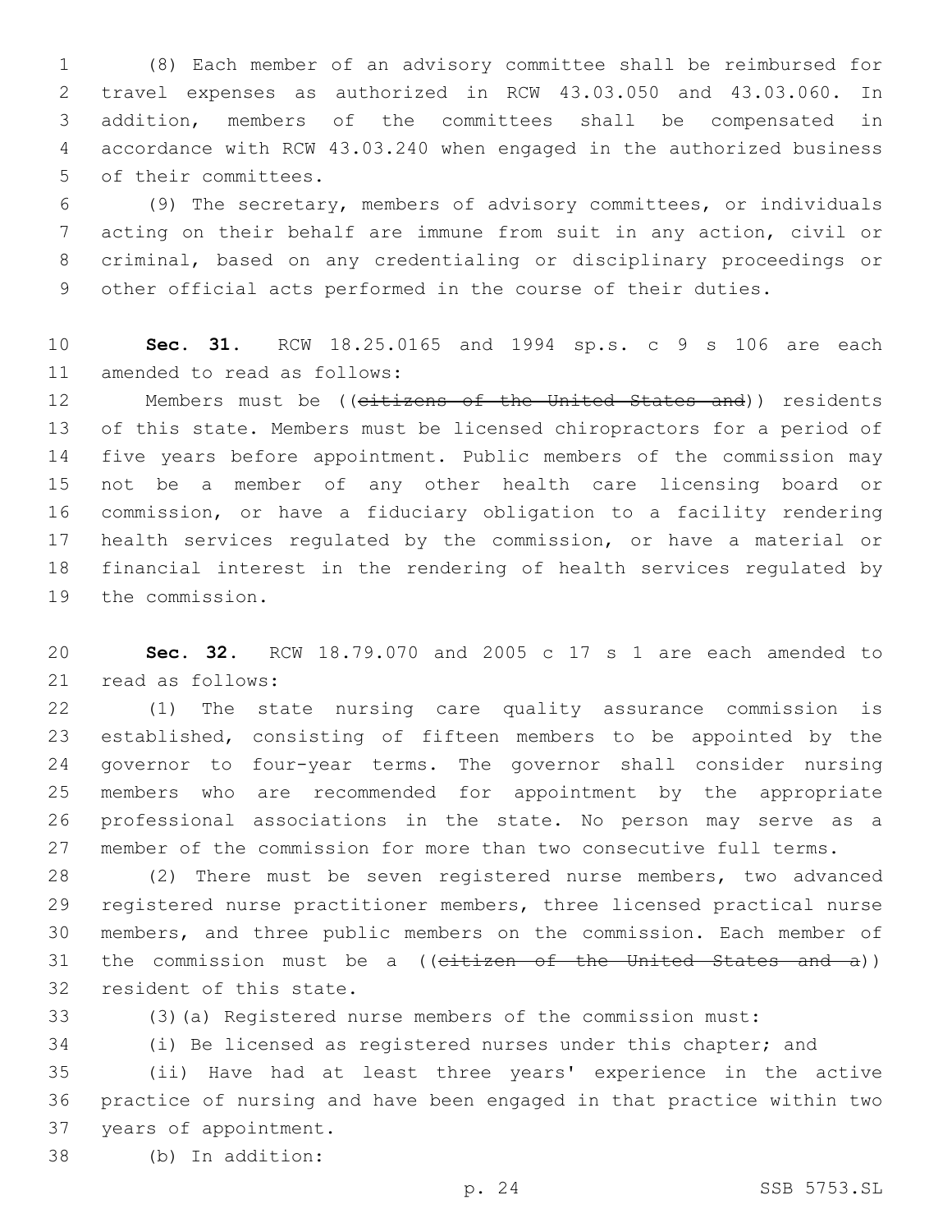(8) Each member of an advisory committee shall be reimbursed for travel expenses as authorized in RCW 43.03.050 and 43.03.060. In addition, members of the committees shall be compensated in accordance with RCW 43.03.240 when engaged in the authorized business of their committees.

(9) The secretary, members of advisory committees, or individuals acting on their behalf are immune from suit in any action, civil or criminal, based on any credentialing or disciplinary proceedings or other official acts performed in the course of their duties.

**Sec. 31.** RCW 18.25.0165 and 1994 sp.s. c 9 s 106 are each amended to read as follows:

Members must be ((~~citizens of the United States and~~)) residents of this state. Members must be licensed chiropractors for a period of five years before appointment. Public members of the commission may not be a member of any other health care licensing board or commission, or have a fiduciary obligation to a facility rendering health services regulated by the commission, or have a material or financial interest in the rendering of health services regulated by the commission.

**Sec. 32.** RCW 18.79.070 and 2005 c 17 s 1 are each amended to read as follows:

(1) The state nursing care quality assurance commission is established, consisting of fifteen members to be appointed by the governor to four-year terms. The governor shall consider nursing members who are recommended for appointment by the appropriate professional associations in the state. No person may serve as a member of the commission for more than two consecutive full terms.

(2) There must be seven registered nurse members, two advanced registered nurse practitioner members, three licensed practical nurse members, and three public members on the commission. Each member of the commission must be a ((~~citizen of the United States and a~~)) resident of this state.

(3)(a) Registered nurse members of the commission must:

(i) Be licensed as registered nurses under this chapter; and

(ii) Have had at least three years' experience in the active practice of nursing and have been engaged in that practice within two years of appointment.

(b) In addition: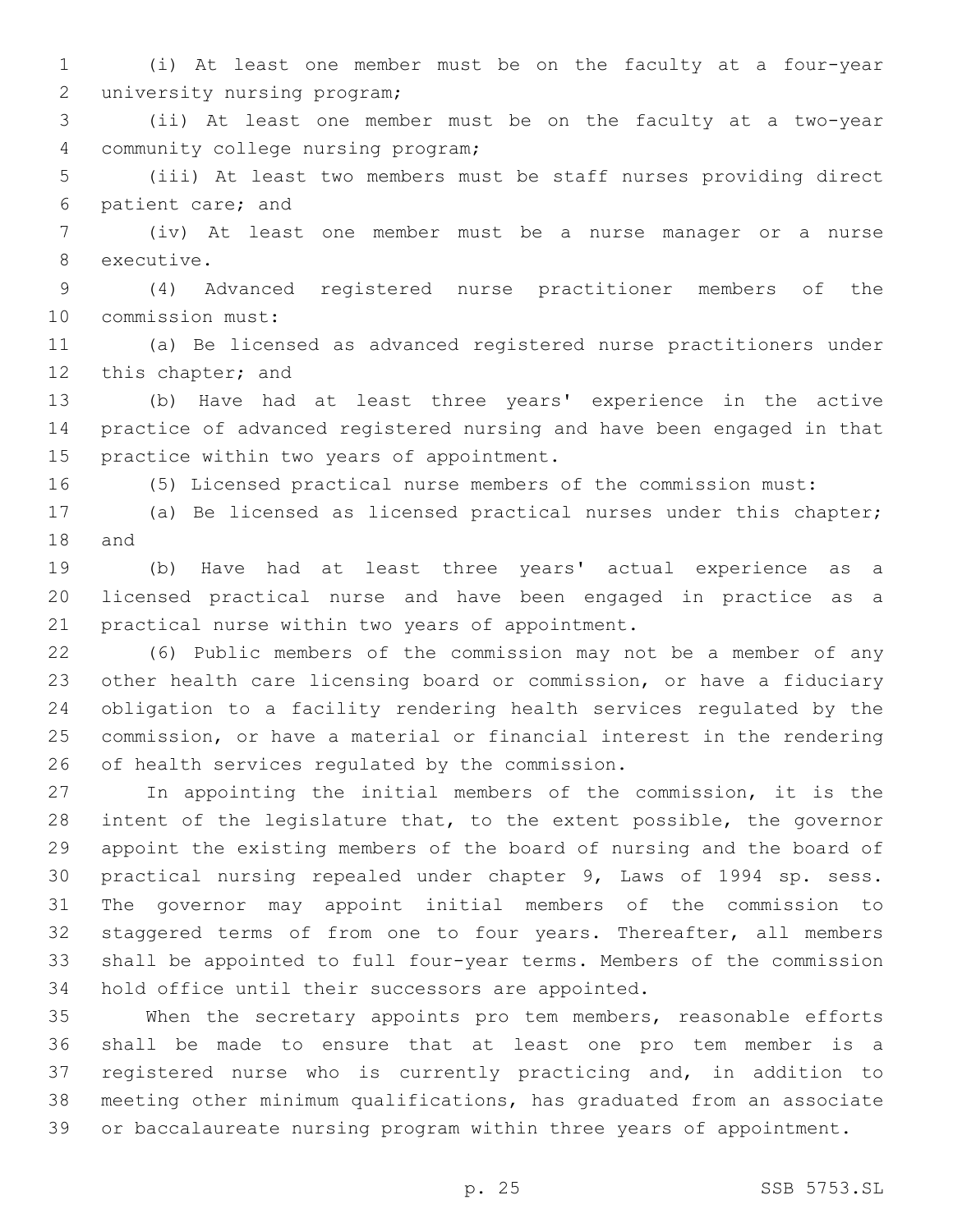(i) At least one member must be on the faculty at a four-year university nursing program;

(ii) At least one member must be on the faculty at a two-year community college nursing program;

(iii) At least two members must be staff nurses providing direct patient care; and

(iv) At least one member must be a nurse manager or a nurse executive.

(4) Advanced registered nurse practitioner members of the commission must:

(a) Be licensed as advanced registered nurse practitioners under this chapter; and

(b) Have had at least three years' experience in the active practice of advanced registered nursing and have been engaged in that practice within two years of appointment.

(5) Licensed practical nurse members of the commission must:

(a) Be licensed as licensed practical nurses under this chapter; and

(b) Have had at least three years' actual experience as a licensed practical nurse and have been engaged in practice as a practical nurse within two years of appointment.

(6) Public members of the commission may not be a member of any other health care licensing board or commission, or have a fiduciary obligation to a facility rendering health services regulated by the commission, or have a material or financial interest in the rendering of health services regulated by the commission.

In appointing the initial members of the commission, it is the intent of the legislature that, to the extent possible, the governor appoint the existing members of the board of nursing and the board of practical nursing repealed under chapter 9, Laws of 1994 sp. sess. The governor may appoint initial members of the commission to staggered terms of from one to four years. Thereafter, all members shall be appointed to full four-year terms. Members of the commission hold office until their successors are appointed.

When the secretary appoints pro tem members, reasonable efforts shall be made to ensure that at least one pro tem member is a registered nurse who is currently practicing and, in addition to meeting other minimum qualifications, has graduated from an associate or baccalaureate nursing program within three years of appointment.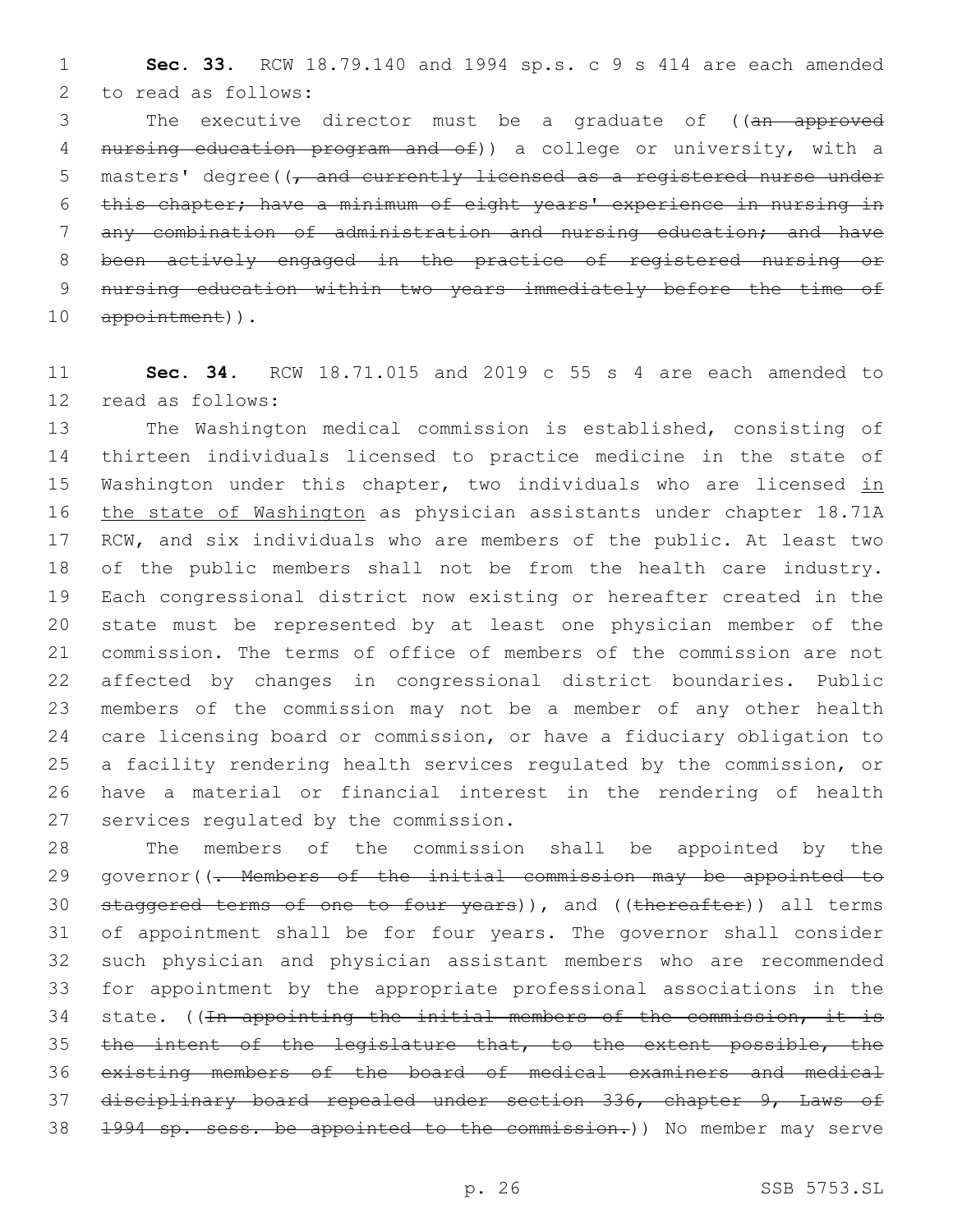**Sec. 33.** RCW 18.79.140 and 1994 sp.s. c 9 s 414 are each amended to read as follows:

The executive director must be a graduate of ((~~an approved nursing education program and of~~)) a college or university, with a masters' degree((~~, and currently licensed as a registered nurse under this chapter; have a minimum of eight years' experience in nursing in any combination of administration and nursing education; and have been actively engaged in the practice of registered nursing or nursing education within two years immediately before the time of appointment~~)).

**Sec. 34.** RCW 18.71.015 and 2019 c 55 s 4 are each amended to read as follows:

The Washington medical commission is established, consisting of thirteen individuals licensed to practice medicine in the state of Washington under this chapter, two individuals who are licensed <u>in the state of Washington</u> as physician assistants under chapter 18.71A RCW, and six individuals who are members of the public. At least two of the public members shall not be from the health care industry. Each congressional district now existing or hereafter created in the state must be represented by at least one physician member of the commission. The terms of office of members of the commission are not affected by changes in congressional district boundaries. Public members of the commission may not be a member of any other health care licensing board or commission, or have a fiduciary obligation to a facility rendering health services regulated by the commission, or have a material or financial interest in the rendering of health services regulated by the commission.

The members of the commission shall be appointed by the governor((~~. Members of the initial commission may be appointed to staggered terms of one to four years~~)), and ((~~thereafter~~)) all terms of appointment shall be for four years. The governor shall consider such physician and physician assistant members who are recommended for appointment by the appropriate professional associations in the state. ((~~In appointing the initial members of the commission, it is the intent of the legislature that, to the extent possible, the existing members of the board of medical examiners and medical disciplinary board repealed under section 336, chapter 9, Laws of 1994 sp. sess. be appointed to the commission.~~)) No member may serve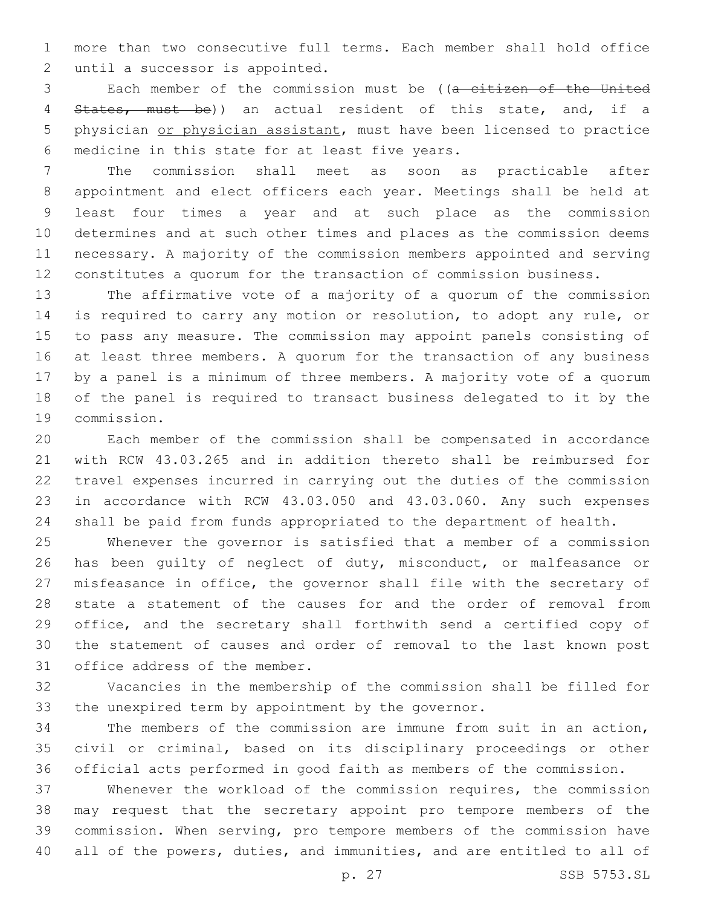more than two consecutive full terms. Each member shall hold office until a successor is appointed.

Each member of the commission must be ((~~a citizen of the United States, must be~~)) an actual resident of this state, and, if a physician <u>or physician assistant</u>, must have been licensed to practice medicine in this state for at least five years.

The commission shall meet as soon as practicable after appointment and elect officers each year. Meetings shall be held at least four times a year and at such place as the commission determines and at such other times and places as the commission deems necessary. A majority of the commission members appointed and serving constitutes a quorum for the transaction of commission business.

The affirmative vote of a majority of a quorum of the commission is required to carry any motion or resolution, to adopt any rule, or to pass any measure. The commission may appoint panels consisting of at least three members. A quorum for the transaction of any business by a panel is a minimum of three members. A majority vote of a quorum of the panel is required to transact business delegated to it by the commission.

Each member of the commission shall be compensated in accordance with RCW 43.03.265 and in addition thereto shall be reimbursed for travel expenses incurred in carrying out the duties of the commission in accordance with RCW 43.03.050 and 43.03.060. Any such expenses shall be paid from funds appropriated to the department of health.

Whenever the governor is satisfied that a member of a commission has been guilty of neglect of duty, misconduct, or malfeasance or misfeasance in office, the governor shall file with the secretary of state a statement of the causes for and the order of removal from office, and the secretary shall forthwith send a certified copy of the statement of causes and order of removal to the last known post office address of the member.

Vacancies in the membership of the commission shall be filled for the unexpired term by appointment by the governor.

The members of the commission are immune from suit in an action, civil or criminal, based on its disciplinary proceedings or other official acts performed in good faith as members of the commission.

Whenever the workload of the commission requires, the commission may request that the secretary appoint pro tempore members of the commission. When serving, pro tempore members of the commission have all of the powers, duties, and immunities, and are entitled to all of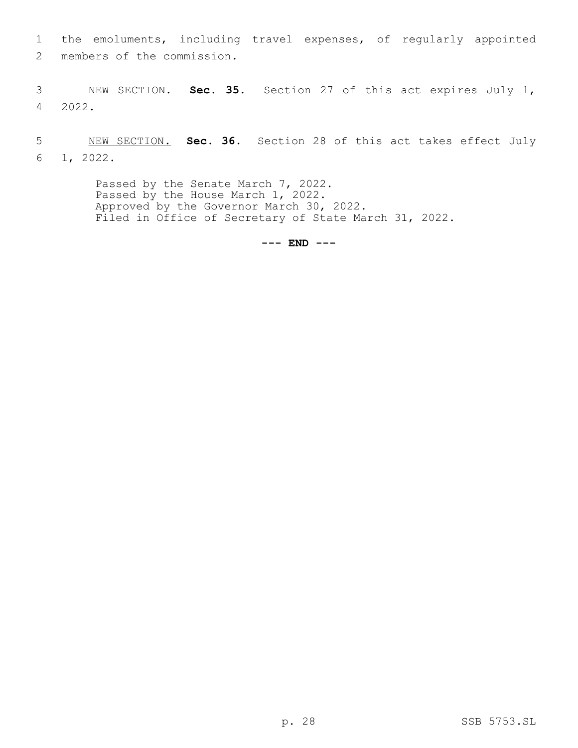the emoluments, including travel expenses, of regularly appointed members of the commission.

NEW SECTION. **Sec. 35.** Section 27 of this act expires July 1, 2022.

NEW SECTION. **Sec. 36.** Section 28 of this act takes effect July 1, 2022.

Passed by the Senate March 7, 2022.
Passed by the House March 1, 2022.
Approved by the Governor March 30, 2022.
Filed in Office of Secretary of State March 31, 2022.

**--- END ---**